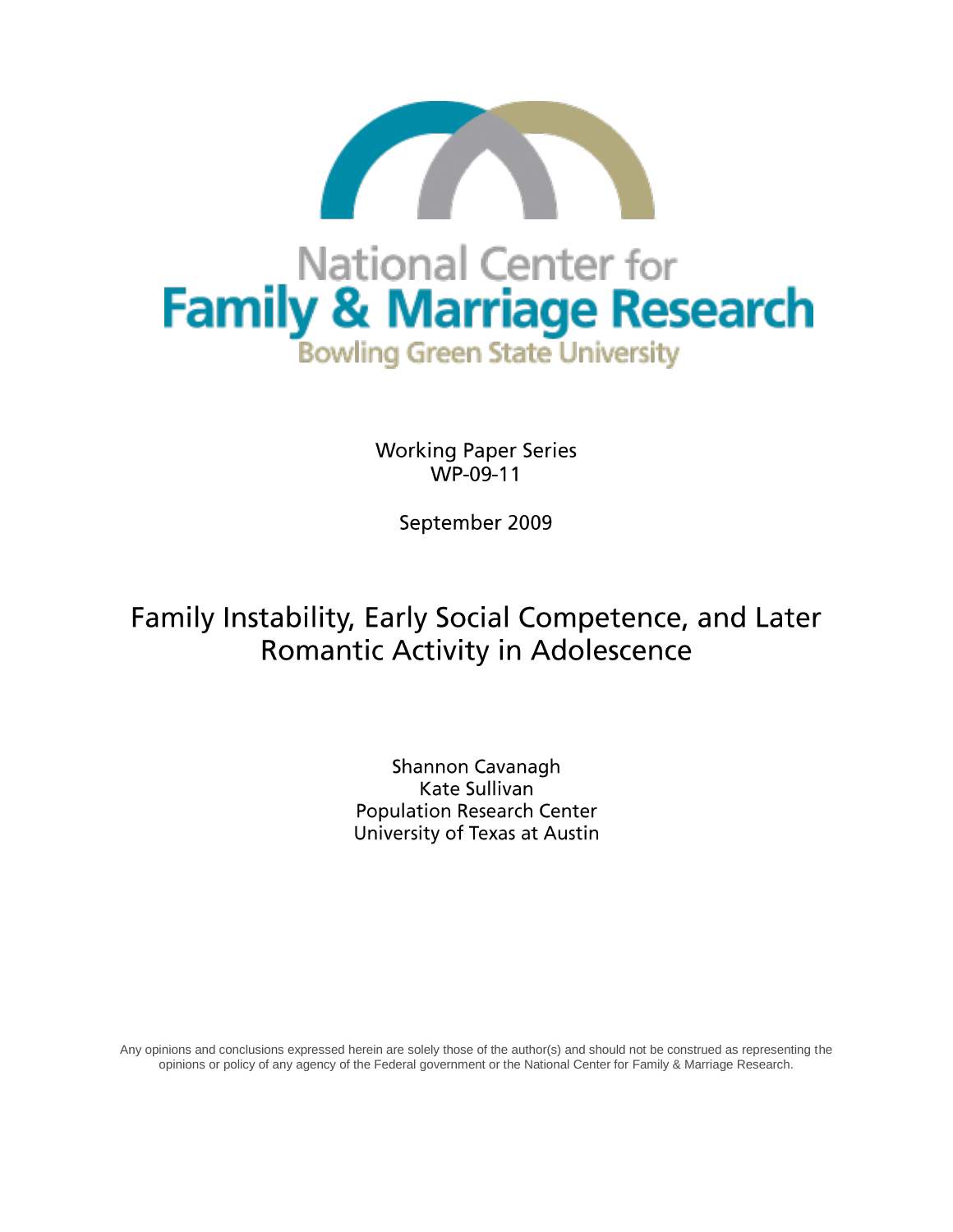National Center for
# Family & Marriage Research
Bowling Green State University

Working Paper Series
WP-09-11

September 2009

## Family Instability, Early Social Competence, and Later Romantic Activity in Adolescence

Shannon Cavanagh
Kate Sullivan
Population Research Center
University of Texas at Austin

Any opinions and conclusions expressed herein are solely those of the author(s) and should not be construed as representing the opinions or policy of any agency of the Federal government or the National Center for Family & Marriage Research.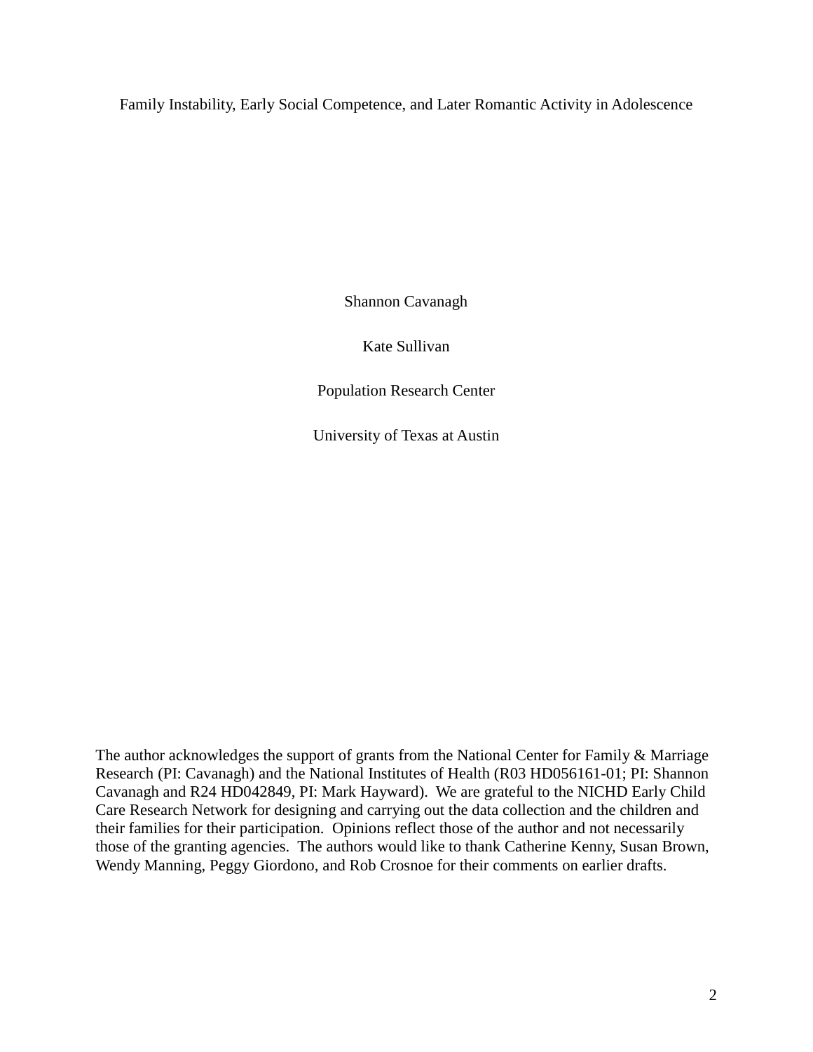# Family Instability, Early Social Competence, and Later Romantic Activity in Adolescence

Shannon Cavanagh

Kate Sullivan

Population Research Center

University of Texas at Austin

The author acknowledges the support of grants from the National Center for Family & Marriage Research (PI: Cavanagh) and the National Institutes of Health (R03 HD056161-01; PI: Shannon Cavanagh and R24 HD042849, PI: Mark Hayward). We are grateful to the NICHD Early Child Care Research Network for designing and carrying out the data collection and the children and their families for their participation. Opinions reflect those of the author and not necessarily those of the granting agencies. The authors would like to thank Catherine Kenny, Susan Brown, Wendy Manning, Peggy Giordono, and Rob Crosnoe for their comments on earlier drafts.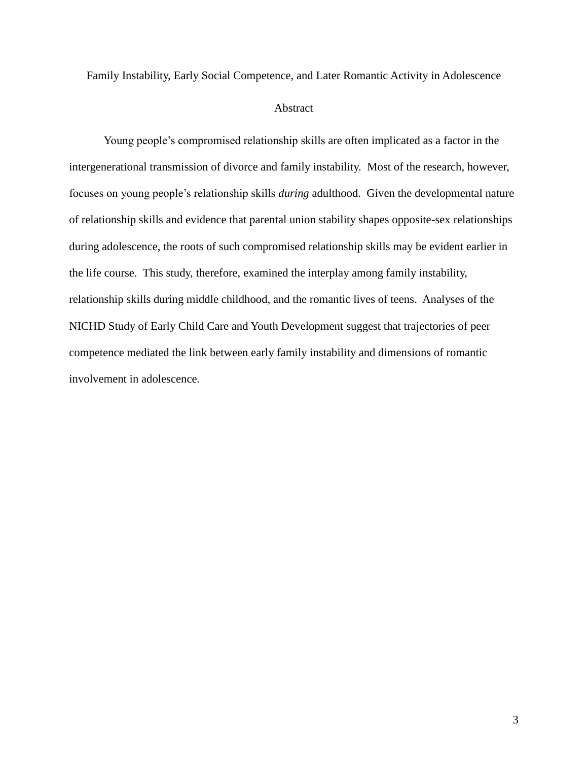# Family Instability, Early Social Competence, and Later Romantic Activity in Adolescence

## Abstract

Young people's compromised relationship skills are often implicated as a factor in the intergenerational transmission of divorce and family instability. Most of the research, however, focuses on young people's relationship skills *during* adulthood. Given the developmental nature of relationship skills and evidence that parental union stability shapes opposite-sex relationships during adolescence, the roots of such compromised relationship skills may be evident earlier in the life course. This study, therefore, examined the interplay among family instability, relationship skills during middle childhood, and the romantic lives of teens. Analyses of the NICHD Study of Early Child Care and Youth Development suggest that trajectories of peer competence mediated the link between early family instability and dimensions of romantic involvement in adolescence.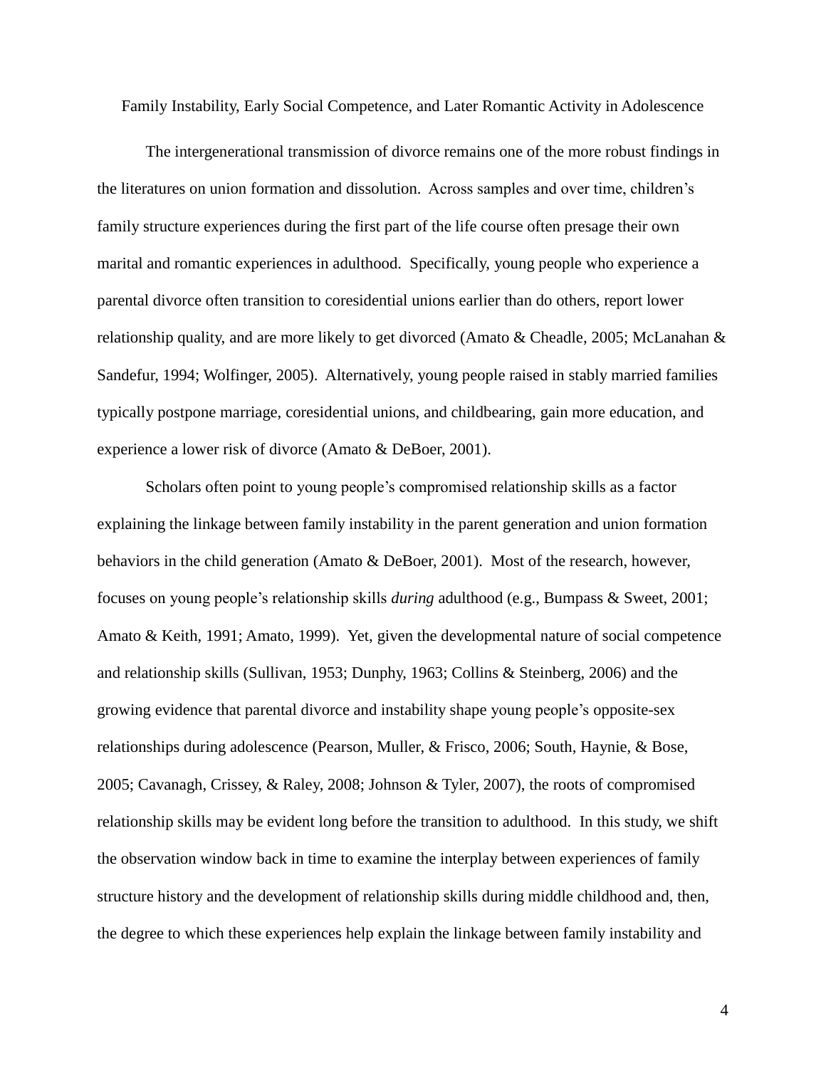Family Instability, Early Social Competence, and Later Romantic Activity in Adolescence

The intergenerational transmission of divorce remains one of the more robust findings in the literatures on union formation and dissolution. Across samples and over time, children's family structure experiences during the first part of the life course often presage their own marital and romantic experiences in adulthood. Specifically, young people who experience a parental divorce often transition to coresidential unions earlier than do others, report lower relationship quality, and are more likely to get divorced (Amato & Cheadle, 2005; McLanahan & Sandefur, 1994; Wolfinger, 2005). Alternatively, young people raised in stably married families typically postpone marriage, coresidential unions, and childbearing, gain more education, and experience a lower risk of divorce (Amato & DeBoer, 2001).

Scholars often point to young people's compromised relationship skills as a factor explaining the linkage between family instability in the parent generation and union formation behaviors in the child generation (Amato & DeBoer, 2001). Most of the research, however, focuses on young people's relationship skills *during* adulthood (e.g., Bumpass & Sweet, 2001; Amato & Keith, 1991; Amato, 1999). Yet, given the developmental nature of social competence and relationship skills (Sullivan, 1953; Dunphy, 1963; Collins & Steinberg, 2006) and the growing evidence that parental divorce and instability shape young people's opposite-sex relationships during adolescence (Pearson, Muller, & Frisco, 2006; South, Haynie, & Bose, 2005; Cavanagh, Crissey, & Raley, 2008; Johnson & Tyler, 2007), the roots of compromised relationship skills may be evident long before the transition to adulthood. In this study, we shift the observation window back in time to examine the interplay between experiences of family structure history and the development of relationship skills during middle childhood and, then, the degree to which these experiences help explain the linkage between family instability and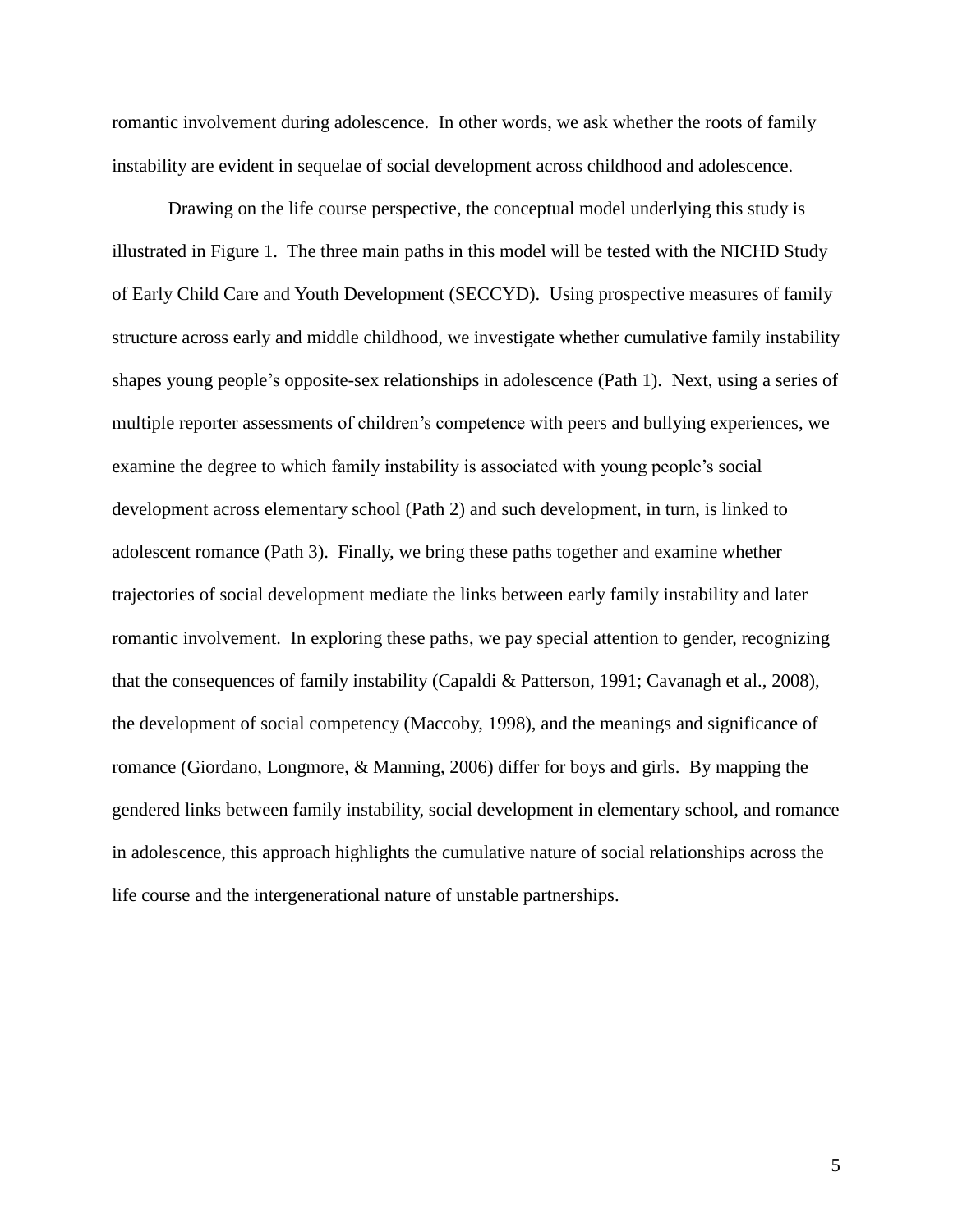romantic involvement during adolescence. In other words, we ask whether the roots of family instability are evident in sequelae of social development across childhood and adolescence.

Drawing on the life course perspective, the conceptual model underlying this study is illustrated in Figure 1. The three main paths in this model will be tested with the NICHD Study of Early Child Care and Youth Development (SECCYD). Using prospective measures of family structure across early and middle childhood, we investigate whether cumulative family instability shapes young people's opposite-sex relationships in adolescence (Path 1). Next, using a series of multiple reporter assessments of children's competence with peers and bullying experiences, we examine the degree to which family instability is associated with young people's social development across elementary school (Path 2) and such development, in turn, is linked to adolescent romance (Path 3). Finally, we bring these paths together and examine whether trajectories of social development mediate the links between early family instability and later romantic involvement. In exploring these paths, we pay special attention to gender, recognizing that the consequences of family instability (Capaldi & Patterson, 1991; Cavanagh et al., 2008), the development of social competency (Maccoby, 1998), and the meanings and significance of romance (Giordano, Longmore, & Manning, 2006) differ for boys and girls. By mapping the gendered links between family instability, social development in elementary school, and romance in adolescence, this approach highlights the cumulative nature of social relationships across the life course and the intergenerational nature of unstable partnerships.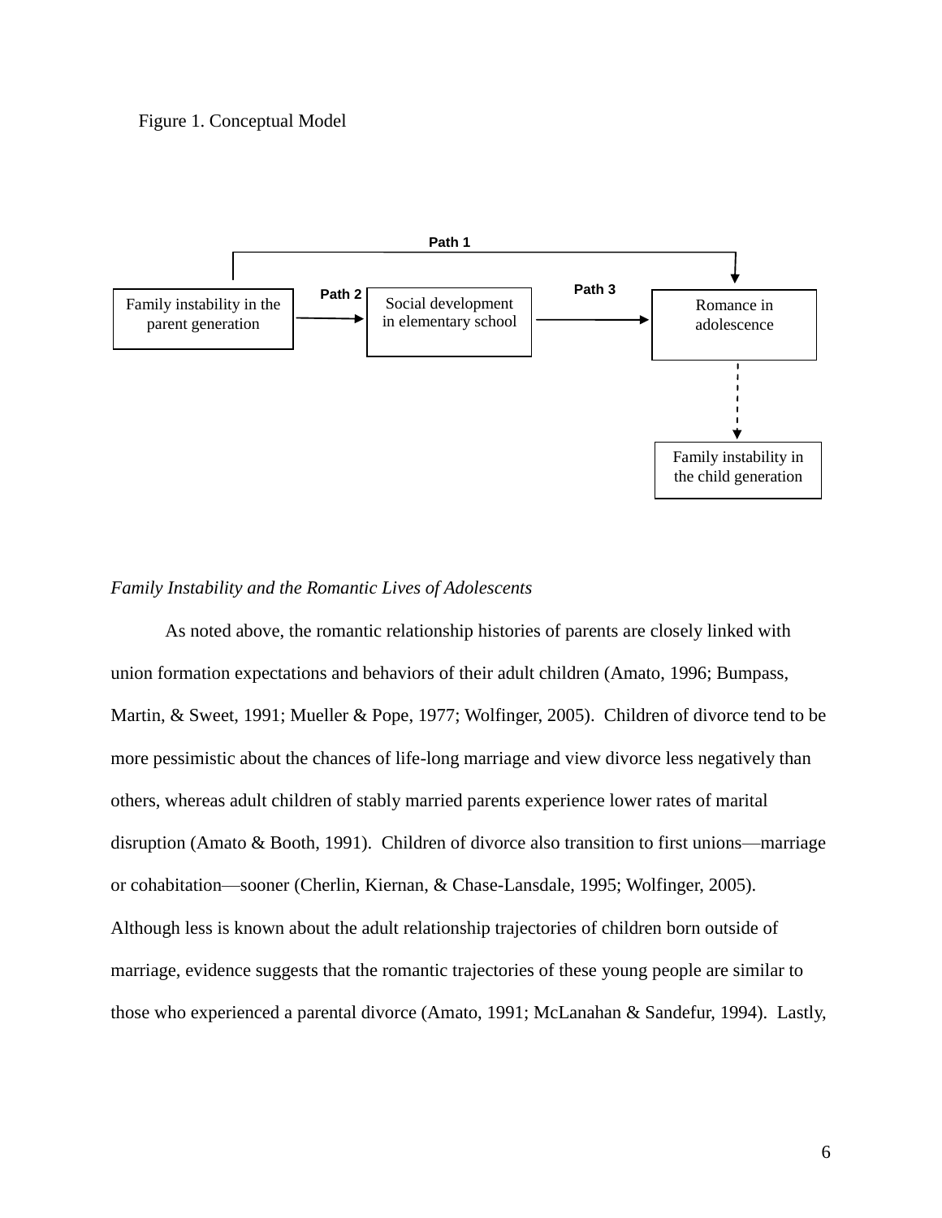Figure 1. Conceptual Model

*Family Instability and the Romantic Lives of Adolescents*

As noted above, the romantic relationship histories of parents are closely linked with union formation expectations and behaviors of their adult children (Amato, 1996; Bumpass, Martin, & Sweet, 1991; Mueller & Pope, 1977; Wolfinger, 2005). Children of divorce tend to be more pessimistic about the chances of life-long marriage and view divorce less negatively than others, whereas adult children of stably married parents experience lower rates of marital disruption (Amato & Booth, 1991). Children of divorce also transition to first unions—marriage or cohabitation—sooner (Cherlin, Kiernan, & Chase-Lansdale, 1995; Wolfinger, 2005). Although less is known about the adult relationship trajectories of children born outside of marriage, evidence suggests that the romantic trajectories of these young people are similar to those who experienced a parental divorce (Amato, 1991; McLanahan & Sandefur, 1994). Lastly,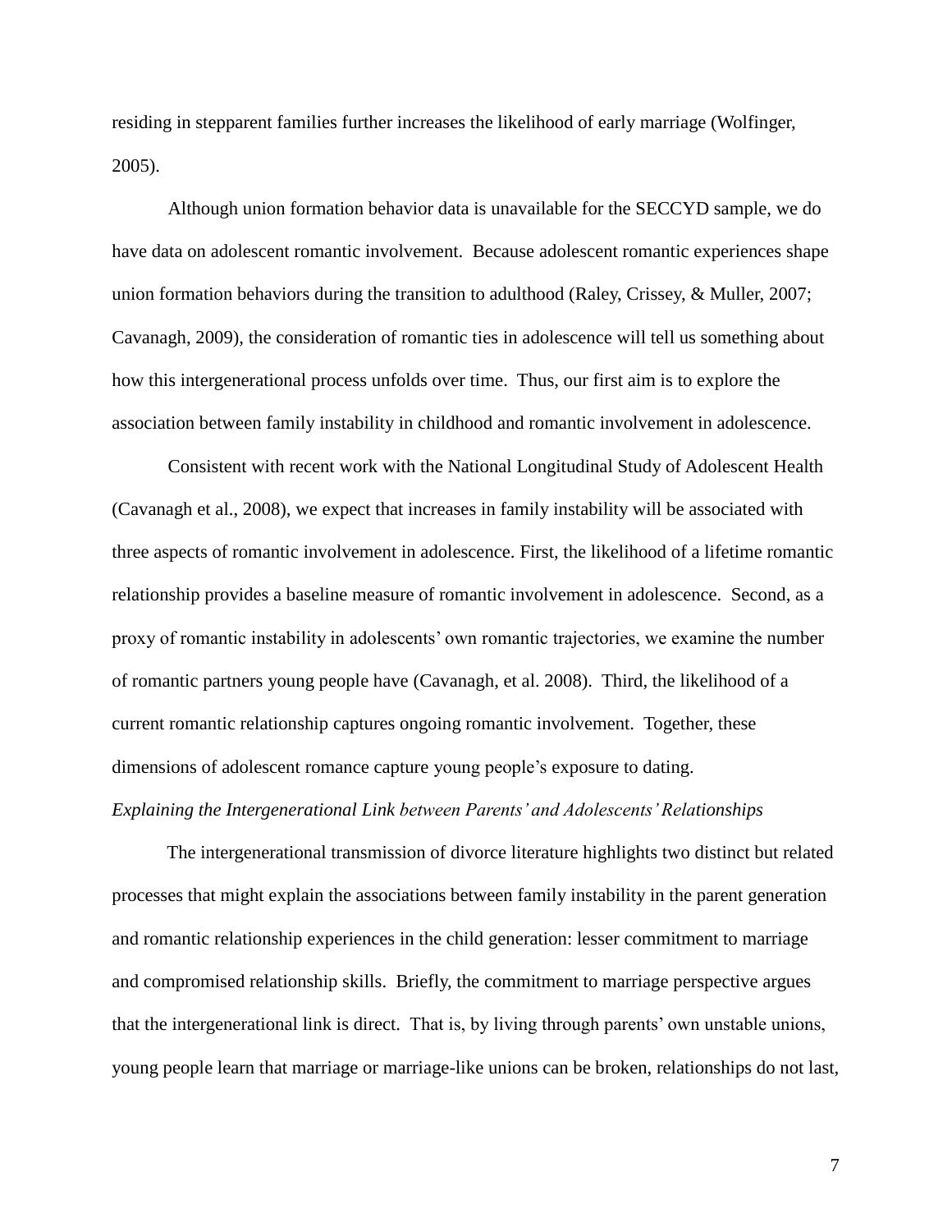residing in stepparent families further increases the likelihood of early marriage (Wolfinger, 2005).

Although union formation behavior data is unavailable for the SECCYD sample, we do have data on adolescent romantic involvement. Because adolescent romantic experiences shape union formation behaviors during the transition to adulthood (Raley, Crissey, & Muller, 2007; Cavanagh, 2009), the consideration of romantic ties in adolescence will tell us something about how this intergenerational process unfolds over time. Thus, our first aim is to explore the association between family instability in childhood and romantic involvement in adolescence.

Consistent with recent work with the National Longitudinal Study of Adolescent Health (Cavanagh et al., 2008), we expect that increases in family instability will be associated with three aspects of romantic involvement in adolescence. First, the likelihood of a lifetime romantic relationship provides a baseline measure of romantic involvement in adolescence. Second, as a proxy of romantic instability in adolescents' own romantic trajectories, we examine the number of romantic partners young people have (Cavanagh, et al. 2008). Third, the likelihood of a current romantic relationship captures ongoing romantic involvement. Together, these dimensions of adolescent romance capture young people's exposure to dating.

*Explaining the Intergenerational Link between Parents' and Adolescents' Relationships*

The intergenerational transmission of divorce literature highlights two distinct but related processes that might explain the associations between family instability in the parent generation and romantic relationship experiences in the child generation: lesser commitment to marriage and compromised relationship skills. Briefly, the commitment to marriage perspective argues that the intergenerational link is direct. That is, by living through parents' own unstable unions, young people learn that marriage or marriage-like unions can be broken, relationships do not last,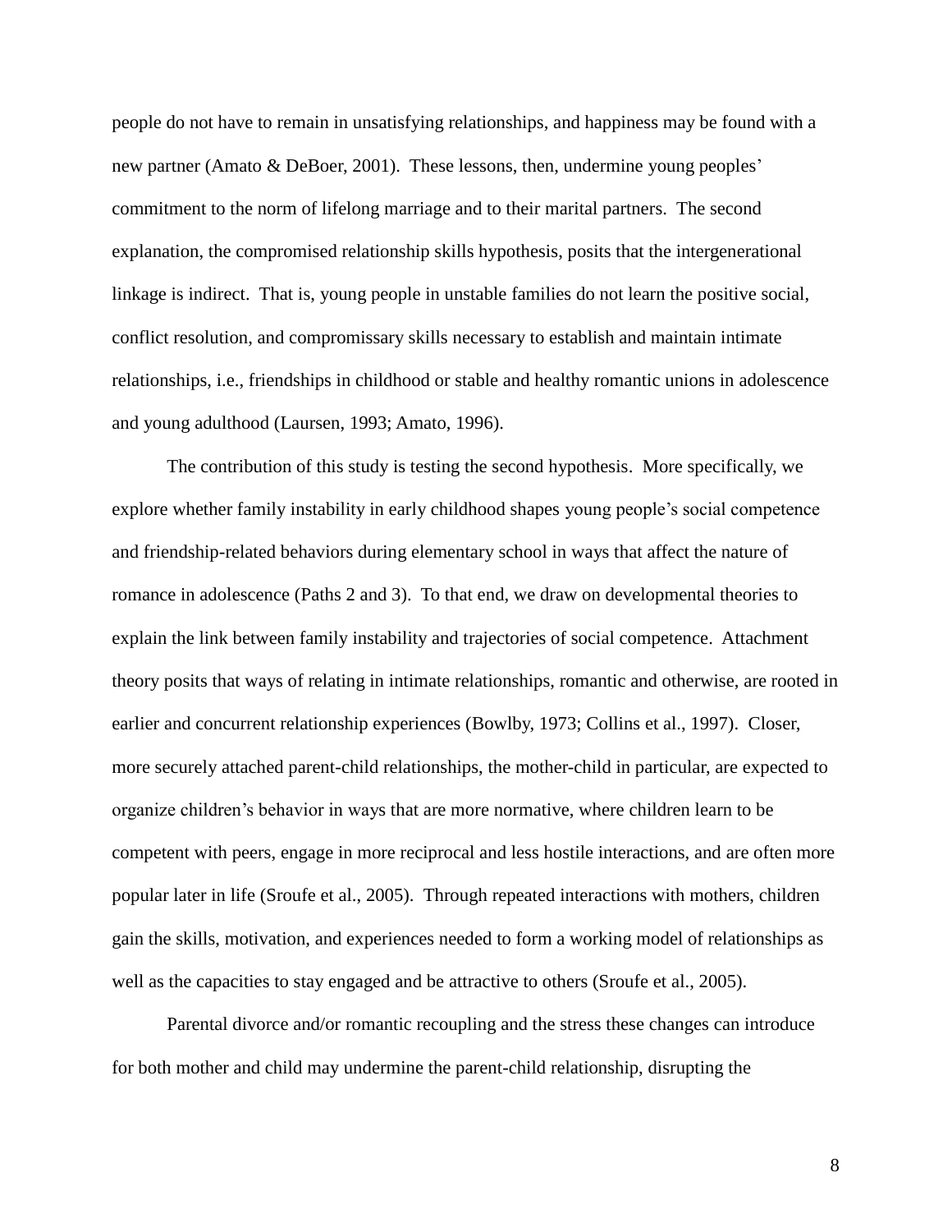people do not have to remain in unsatisfying relationships, and happiness may be found with a new partner (Amato & DeBoer, 2001). These lessons, then, undermine young peoples' commitment to the norm of lifelong marriage and to their marital partners. The second explanation, the compromised relationship skills hypothesis, posits that the intergenerational linkage is indirect. That is, young people in unstable families do not learn the positive social, conflict resolution, and compromissary skills necessary to establish and maintain intimate relationships, i.e., friendships in childhood or stable and healthy romantic unions in adolescence and young adulthood (Laursen, 1993; Amato, 1996).

The contribution of this study is testing the second hypothesis. More specifically, we explore whether family instability in early childhood shapes young people's social competence and friendship-related behaviors during elementary school in ways that affect the nature of romance in adolescence (Paths 2 and 3). To that end, we draw on developmental theories to explain the link between family instability and trajectories of social competence. Attachment theory posits that ways of relating in intimate relationships, romantic and otherwise, are rooted in earlier and concurrent relationship experiences (Bowlby, 1973; Collins et al., 1997). Closer, more securely attached parent-child relationships, the mother-child in particular, are expected to organize children's behavior in ways that are more normative, where children learn to be competent with peers, engage in more reciprocal and less hostile interactions, and are often more popular later in life (Sroufe et al., 2005). Through repeated interactions with mothers, children gain the skills, motivation, and experiences needed to form a working model of relationships as well as the capacities to stay engaged and be attractive to others (Sroufe et al., 2005).

Parental divorce and/or romantic recoupling and the stress these changes can introduce for both mother and child may undermine the parent-child relationship, disrupting the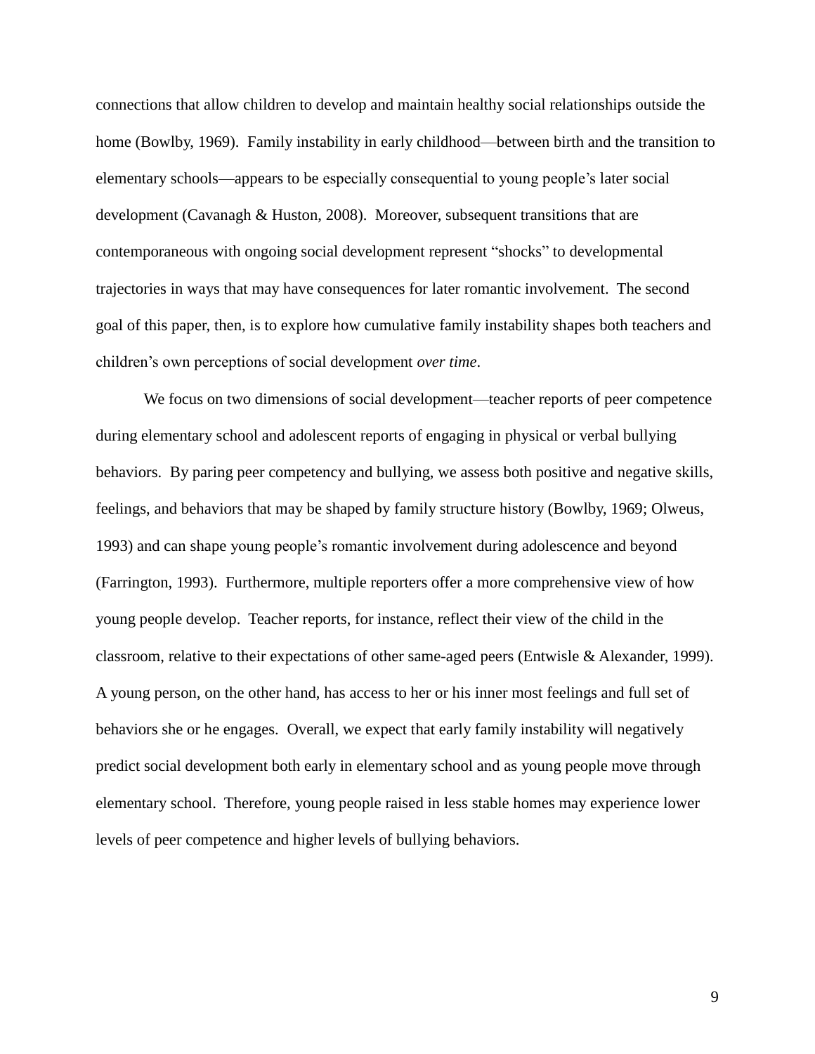connections that allow children to develop and maintain healthy social relationships outside the home (Bowlby, 1969). Family instability in early childhood—between birth and the transition to elementary schools—appears to be especially consequential to young people's later social development (Cavanagh & Huston, 2008). Moreover, subsequent transitions that are contemporaneous with ongoing social development represent "shocks" to developmental trajectories in ways that may have consequences for later romantic involvement. The second goal of this paper, then, is to explore how cumulative family instability shapes both teachers and children's own perceptions of social development *over time*.

We focus on two dimensions of social development—teacher reports of peer competence during elementary school and adolescent reports of engaging in physical or verbal bullying behaviors. By paring peer competency and bullying, we assess both positive and negative skills, feelings, and behaviors that may be shaped by family structure history (Bowlby, 1969; Olweus, 1993) and can shape young people's romantic involvement during adolescence and beyond (Farrington, 1993). Furthermore, multiple reporters offer a more comprehensive view of how young people develop. Teacher reports, for instance, reflect their view of the child in the classroom, relative to their expectations of other same-aged peers (Entwisle & Alexander, 1999). A young person, on the other hand, has access to her or his inner most feelings and full set of behaviors she or he engages. Overall, we expect that early family instability will negatively predict social development both early in elementary school and as young people move through elementary school. Therefore, young people raised in less stable homes may experience lower levels of peer competence and higher levels of bullying behaviors.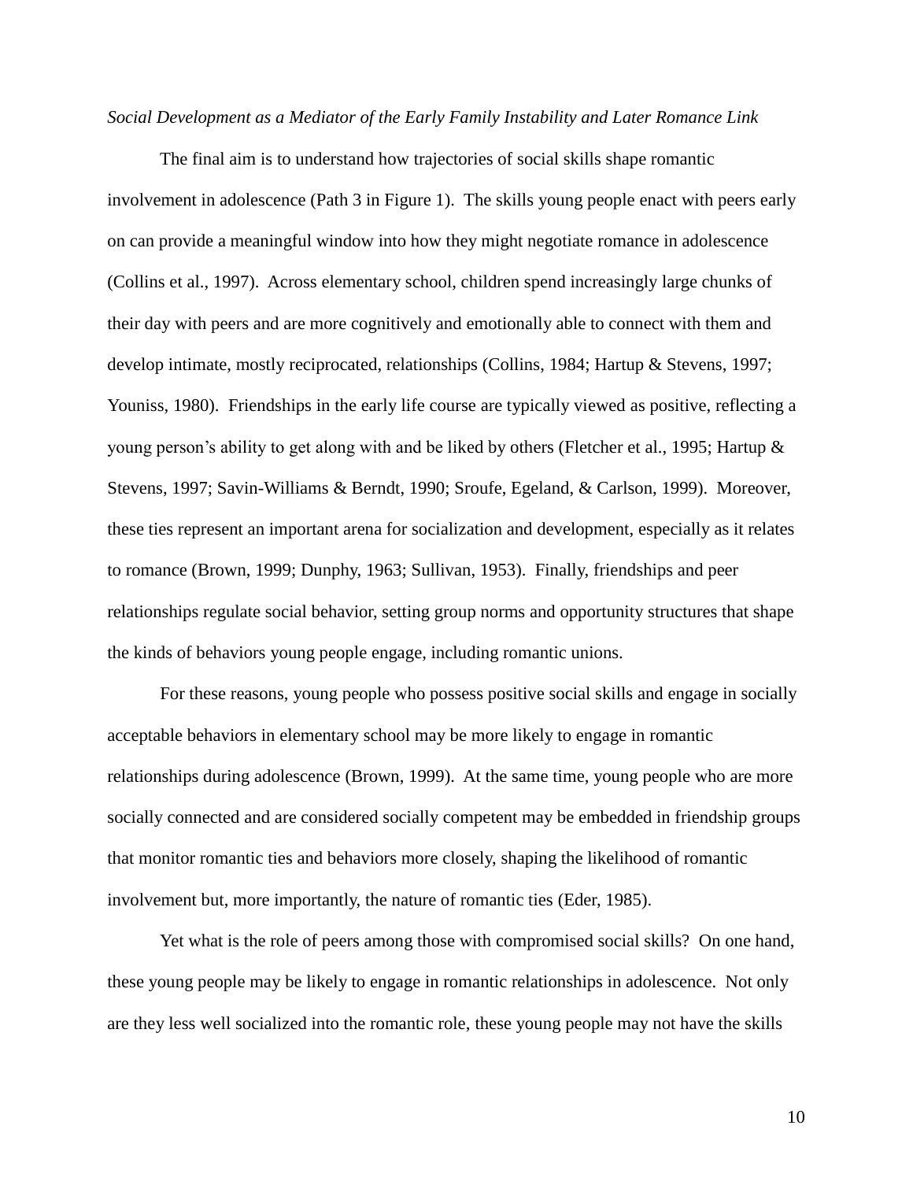*Social Development as a Mediator of the Early Family Instability and Later Romance Link*

The final aim is to understand how trajectories of social skills shape romantic involvement in adolescence (Path 3 in Figure 1). The skills young people enact with peers early on can provide a meaningful window into how they might negotiate romance in adolescence (Collins et al., 1997). Across elementary school, children spend increasingly large chunks of their day with peers and are more cognitively and emotionally able to connect with them and develop intimate, mostly reciprocated, relationships (Collins, 1984; Hartup & Stevens, 1997; Youniss, 1980). Friendships in the early life course are typically viewed as positive, reflecting a young person's ability to get along with and be liked by others (Fletcher et al., 1995; Hartup & Stevens, 1997; Savin-Williams & Berndt, 1990; Sroufe, Egeland, & Carlson, 1999). Moreover, these ties represent an important arena for socialization and development, especially as it relates to romance (Brown, 1999; Dunphy, 1963; Sullivan, 1953). Finally, friendships and peer relationships regulate social behavior, setting group norms and opportunity structures that shape the kinds of behaviors young people engage, including romantic unions.

For these reasons, young people who possess positive social skills and engage in socially acceptable behaviors in elementary school may be more likely to engage in romantic relationships during adolescence (Brown, 1999). At the same time, young people who are more socially connected and are considered socially competent may be embedded in friendship groups that monitor romantic ties and behaviors more closely, shaping the likelihood of romantic involvement but, more importantly, the nature of romantic ties (Eder, 1985).

Yet what is the role of peers among those with compromised social skills? On one hand, these young people may be likely to engage in romantic relationships in adolescence. Not only are they less well socialized into the romantic role, these young people may not have the skills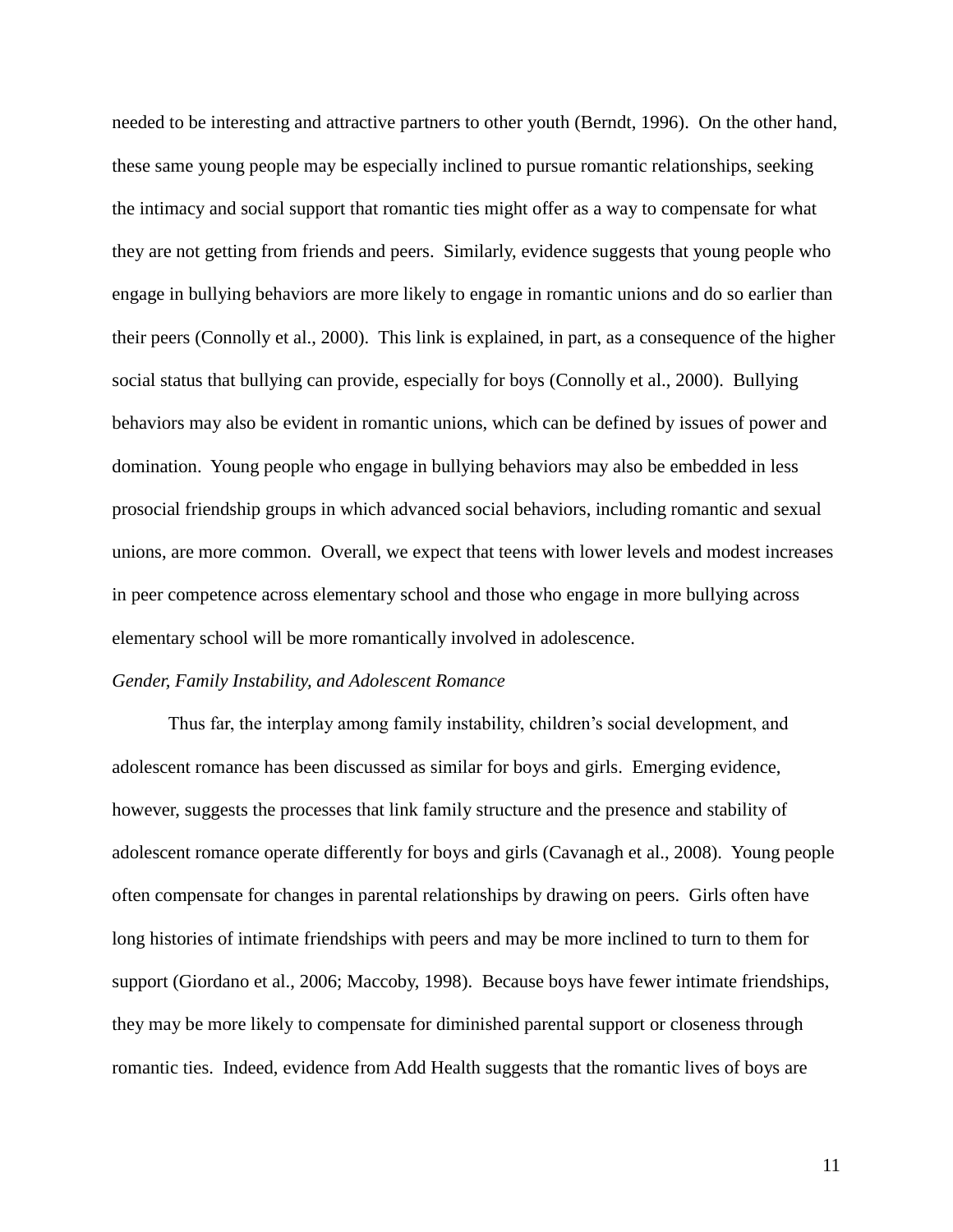needed to be interesting and attractive partners to other youth (Berndt, 1996). On the other hand, these same young people may be especially inclined to pursue romantic relationships, seeking the intimacy and social support that romantic ties might offer as a way to compensate for what they are not getting from friends and peers. Similarly, evidence suggests that young people who engage in bullying behaviors are more likely to engage in romantic unions and do so earlier than their peers (Connolly et al., 2000). This link is explained, in part, as a consequence of the higher social status that bullying can provide, especially for boys (Connolly et al., 2000). Bullying behaviors may also be evident in romantic unions, which can be defined by issues of power and domination. Young people who engage in bullying behaviors may also be embedded in less prosocial friendship groups in which advanced social behaviors, including romantic and sexual unions, are more common. Overall, we expect that teens with lower levels and modest increases in peer competence across elementary school and those who engage in more bullying across elementary school will be more romantically involved in adolescence.

*Gender, Family Instability, and Adolescent Romance*

Thus far, the interplay among family instability, children's social development, and adolescent romance has been discussed as similar for boys and girls. Emerging evidence, however, suggests the processes that link family structure and the presence and stability of adolescent romance operate differently for boys and girls (Cavanagh et al., 2008). Young people often compensate for changes in parental relationships by drawing on peers. Girls often have long histories of intimate friendships with peers and may be more inclined to turn to them for support (Giordano et al., 2006; Maccoby, 1998). Because boys have fewer intimate friendships, they may be more likely to compensate for diminished parental support or closeness through romantic ties. Indeed, evidence from Add Health suggests that the romantic lives of boys are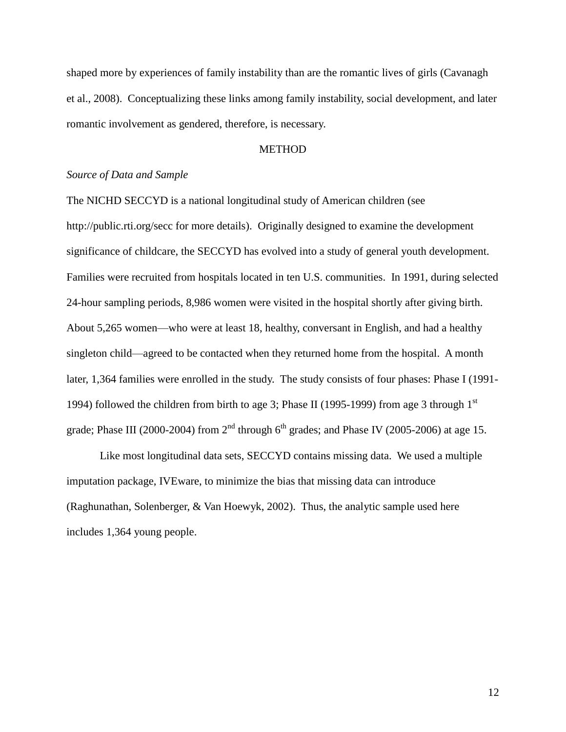shaped more by experiences of family instability than are the romantic lives of girls (Cavanagh et al., 2008). Conceptualizing these links among family instability, social development, and later romantic involvement as gendered, therefore, is necessary.

## METHOD

### *Source of Data and Sample*

The NICHD SECCYD is a national longitudinal study of American children (see http://public.rti.org/secc for more details). Originally designed to examine the development significance of childcare, the SECCYD has evolved into a study of general youth development. Families were recruited from hospitals located in ten U.S. communities. In 1991, during selected 24-hour sampling periods, 8,986 women were visited in the hospital shortly after giving birth. About 5,265 women—who were at least 18, healthy, conversant in English, and had a healthy singleton child—agreed to be contacted when they returned home from the hospital. A month later, 1,364 families were enrolled in the study. The study consists of four phases: Phase I (1991-1994) followed the children from birth to age 3; Phase II (1995-1999) from age 3 through 1st grade; Phase III (2000-2004) from 2nd through 6th grades; and Phase IV (2005-2006) at age 15.

Like most longitudinal data sets, SECCYD contains missing data. We used a multiple imputation package, IVEware, to minimize the bias that missing data can introduce (Raghunathan, Solenberger, & Van Hoewyk, 2002). Thus, the analytic sample used here includes 1,364 young people.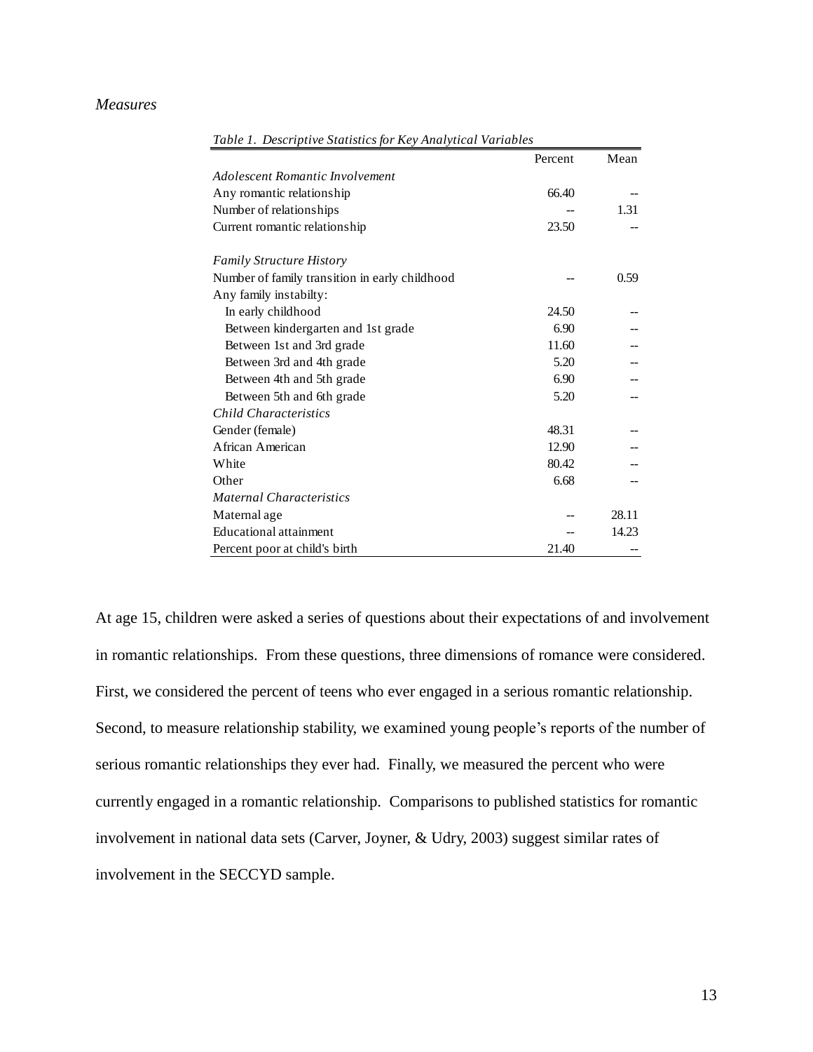*Measures*

*Table 1. Descriptive Statistics for Key Analytical Variables*

| | Percent | Mean |
|---|---|---|
| *Adolescent Romantic Involvement* | | |
| Any romantic relationship | 66.40 | -- |
| Number of relationships | -- | 1.31 |
| Current romantic relationship | 23.50 | -- |
| | | |
| *Family Structure History* | | |
| Number of family transition in early childhood | -- | 0.59 |
| Any family instabilty: | | |
| In early childhood | 24.50 | -- |
| Between kindergarten and 1st grade | 6.90 | -- |
| Between 1st and 3rd grade | 11.60 | -- |
| Between 3rd and 4th grade | 5.20 | -- |
| Between 4th and 5th grade | 6.90 | -- |
| Between 5th and 6th grade | 5.20 | -- |
| *Child Characteristics* | | |
| Gender (female) | 48.31 | -- |
| African American | 12.90 | -- |
| White | 80.42 | -- |
| Other | 6.68 | -- |
| *Maternal Characteristics* | | |
| Maternal age | -- | 28.11 |
| Educational attainment | -- | 14.23 |
| Percent poor at child's birth | 21.40 | -- |

At age 15, children were asked a series of questions about their expectations of and involvement in romantic relationships. From these questions, three dimensions of romance were considered. First, we considered the percent of teens who ever engaged in a serious romantic relationship. Second, to measure relationship stability, we examined young people's reports of the number of serious romantic relationships they ever had. Finally, we measured the percent who were currently engaged in a romantic relationship. Comparisons to published statistics for romantic involvement in national data sets (Carver, Joyner, & Udry, 2003) suggest similar rates of involvement in the SECCYD sample.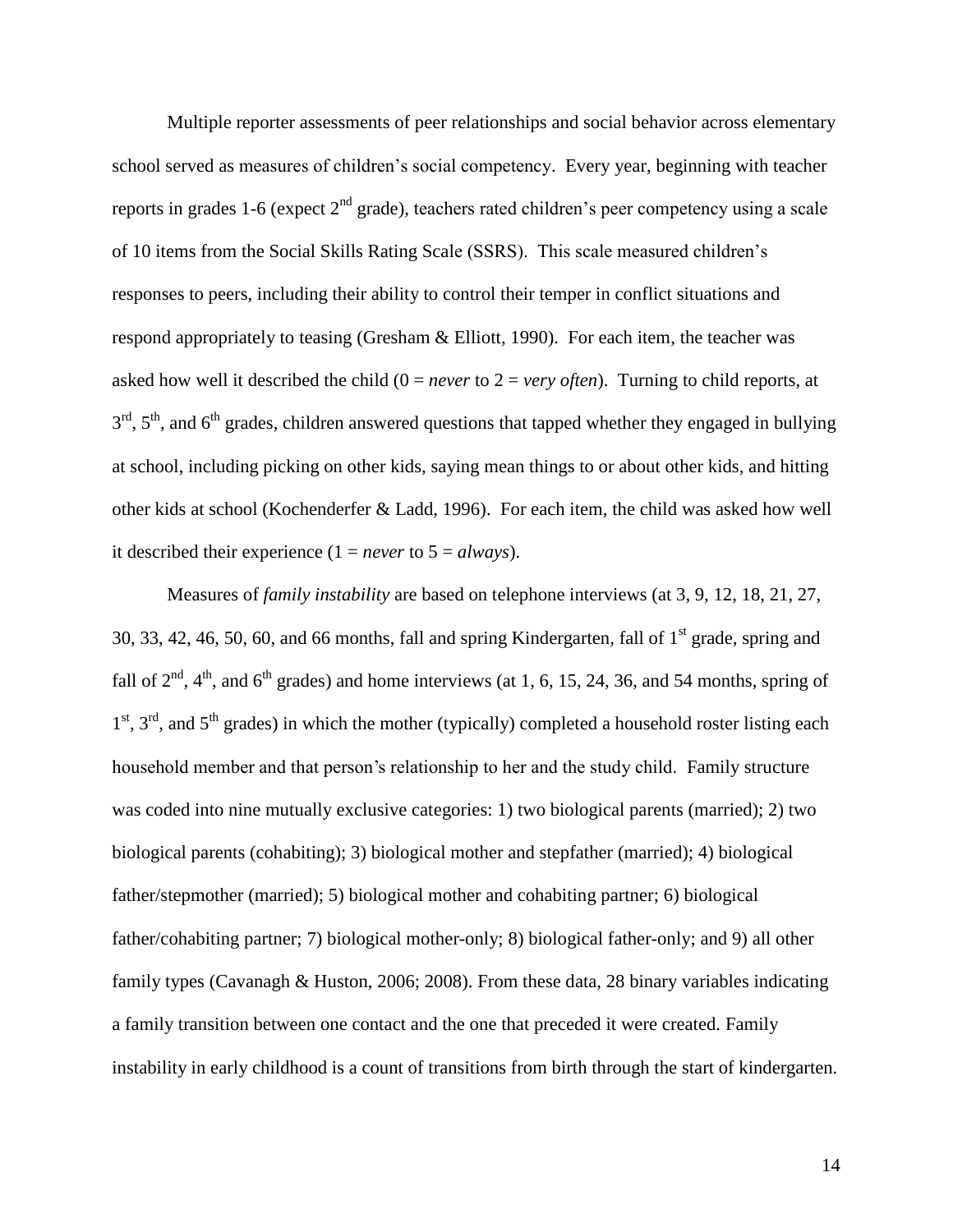Multiple reporter assessments of peer relationships and social behavior across elementary school served as measures of children's social competency. Every year, beginning with teacher reports in grades 1-6 (expect 2nd grade), teachers rated children's peer competency using a scale of 10 items from the Social Skills Rating Scale (SSRS). This scale measured children's responses to peers, including their ability to control their temper in conflict situations and respond appropriately to teasing (Gresham & Elliott, 1990). For each item, the teacher was asked how well it described the child (0 = *never* to 2 = *very often*). Turning to child reports, at 3rd, 5th, and 6th grades, children answered questions that tapped whether they engaged in bullying at school, including picking on other kids, saying mean things to or about other kids, and hitting other kids at school (Kochenderfer & Ladd, 1996). For each item, the child was asked how well it described their experience (1 = *never* to 5 = *always*).

Measures of *family instability* are based on telephone interviews (at 3, 9, 12, 18, 21, 27, 30, 33, 42, 46, 50, 60, and 66 months, fall and spring Kindergarten, fall of 1st grade, spring and fall of 2nd, 4th, and 6th grades) and home interviews (at 1, 6, 15, 24, 36, and 54 months, spring of 1st, 3rd, and 5th grades) in which the mother (typically) completed a household roster listing each household member and that person's relationship to her and the study child. Family structure was coded into nine mutually exclusive categories: 1) two biological parents (married); 2) two biological parents (cohabiting); 3) biological mother and stepfather (married); 4) biological father/stepmother (married); 5) biological mother and cohabiting partner; 6) biological father/cohabiting partner; 7) biological mother-only; 8) biological father-only; and 9) all other family types (Cavanagh & Huston, 2006; 2008). From these data, 28 binary variables indicating a family transition between one contact and the one that preceded it were created. Family instability in early childhood is a count of transitions from birth through the start of kindergarten.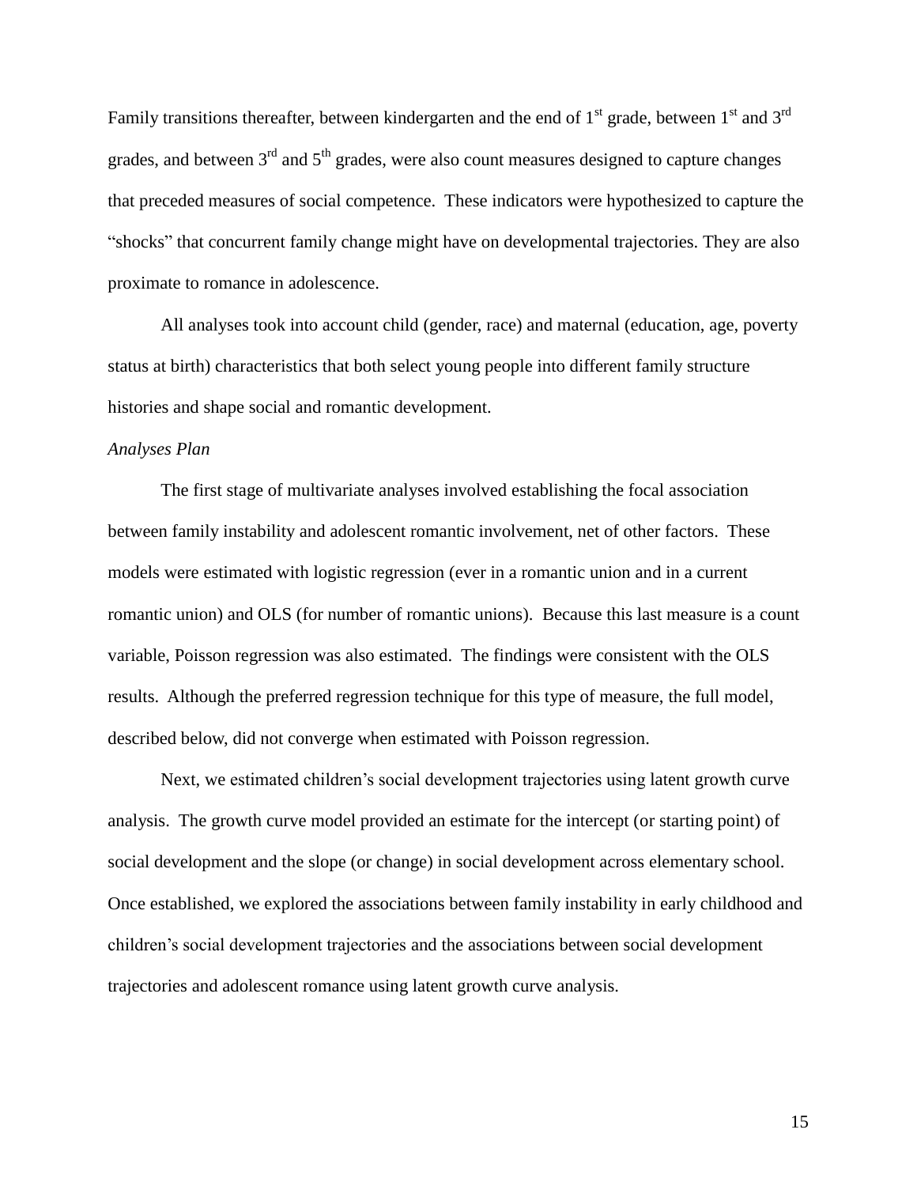Family transitions thereafter, between kindergarten and the end of 1st grade, between 1st and 3rd grades, and between 3rd and 5th grades, were also count measures designed to capture changes that preceded measures of social competence. These indicators were hypothesized to capture the "shocks" that concurrent family change might have on developmental trajectories. They are also proximate to romance in adolescence.

All analyses took into account child (gender, race) and maternal (education, age, poverty status at birth) characteristics that both select young people into different family structure histories and shape social and romantic development.

*Analyses Plan*

The first stage of multivariate analyses involved establishing the focal association between family instability and adolescent romantic involvement, net of other factors. These models were estimated with logistic regression (ever in a romantic union and in a current romantic union) and OLS (for number of romantic unions). Because this last measure is a count variable, Poisson regression was also estimated. The findings were consistent with the OLS results. Although the preferred regression technique for this type of measure, the full model, described below, did not converge when estimated with Poisson regression.

Next, we estimated children's social development trajectories using latent growth curve analysis. The growth curve model provided an estimate for the intercept (or starting point) of social development and the slope (or change) in social development across elementary school. Once established, we explored the associations between family instability in early childhood and children's social development trajectories and the associations between social development trajectories and adolescent romance using latent growth curve analysis.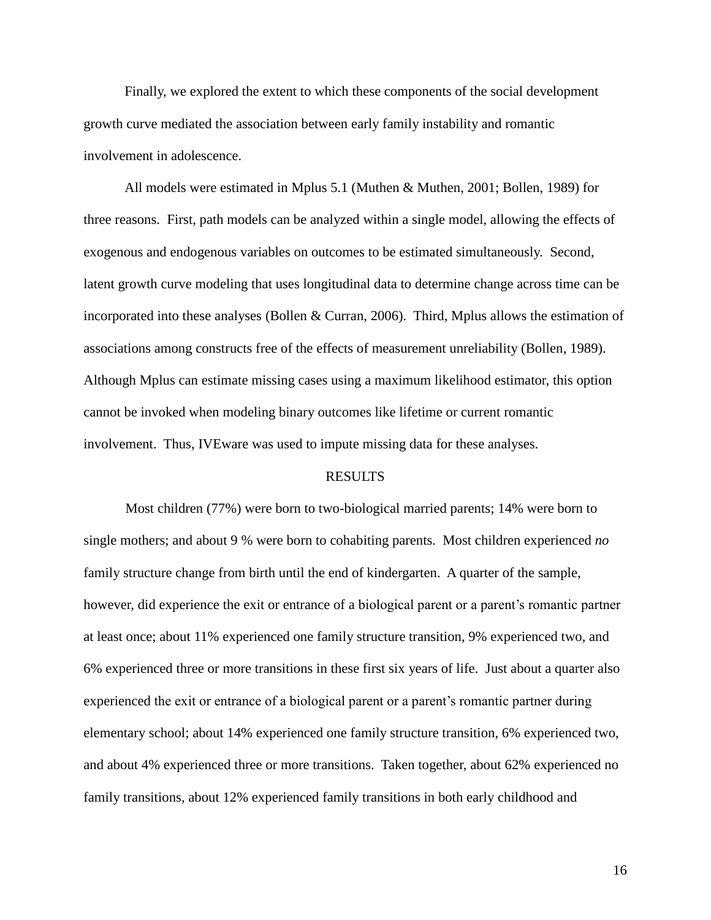Finally, we explored the extent to which these components of the social development growth curve mediated the association between early family instability and romantic involvement in adolescence.

All models were estimated in Mplus 5.1 (Muthen & Muthen, 2001; Bollen, 1989) for three reasons. First, path models can be analyzed within a single model, allowing the effects of exogenous and endogenous variables on outcomes to be estimated simultaneously. Second, latent growth curve modeling that uses longitudinal data to determine change across time can be incorporated into these analyses (Bollen & Curran, 2006). Third, Mplus allows the estimation of associations among constructs free of the effects of measurement unreliability (Bollen, 1989). Although Mplus can estimate missing cases using a maximum likelihood estimator, this option cannot be invoked when modeling binary outcomes like lifetime or current romantic involvement. Thus, IVEware was used to impute missing data for these analyses.

## RESULTS

Most children (77%) were born to two-biological married parents; 14% were born to single mothers; and about 9 % were born to cohabiting parents. Most children experienced *no* family structure change from birth until the end of kindergarten. A quarter of the sample, however, did experience the exit or entrance of a biological parent or a parent's romantic partner at least once; about 11% experienced one family structure transition, 9% experienced two, and 6% experienced three or more transitions in these first six years of life. Just about a quarter also experienced the exit or entrance of a biological parent or a parent's romantic partner during elementary school; about 14% experienced one family structure transition, 6% experienced two, and about 4% experienced three or more transitions. Taken together, about 62% experienced no family transitions, about 12% experienced family transitions in both early childhood and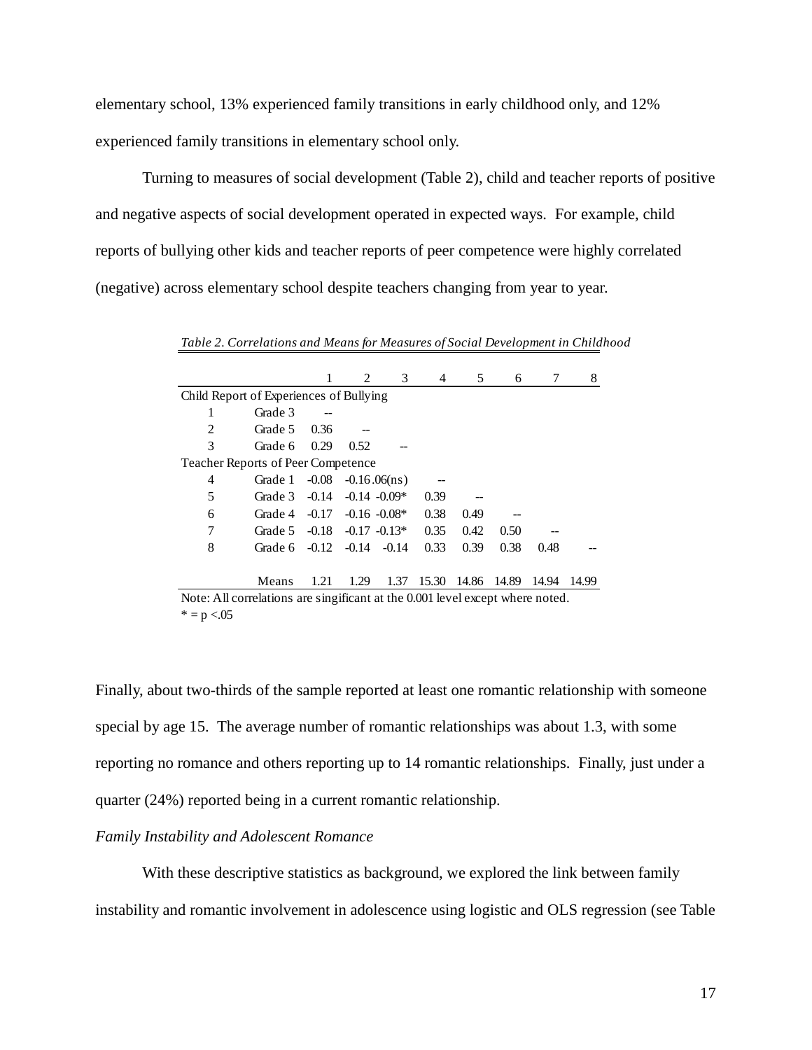elementary school, 13% experienced family transitions in early childhood only, and 12% experienced family transitions in elementary school only.

Turning to measures of social development (Table 2), child and teacher reports of positive and negative aspects of social development operated in expected ways. For example, child reports of bullying other kids and teacher reports of peer competence were highly correlated (negative) across elementary school despite teachers changing from year to year.

*Table 2. Correlations and Means for Measures of Social Development in Childhood*

| | | 1 | 2 | 3 | 4 | 5 | 6 | 7 | 8 |
|---|---|---|---|---|---|---|---|---|---|
| Child Report of Experiences of Bullying | | | | | | | | | |
| 1 | Grade 3 | -- | | | | | | | |
| 2 | Grade 5 | 0.36 | -- | | | | | | |
| 3 | Grade 6 | 0.29 | 0.52 | -- | | | | | |
| Teacher Reports of Peer Competence | | | | | | | | | |
| 4 | Grade 1 | -0.08 | -0.16 | .06(ns) | -- | | | | |
| 5 | Grade 3 | -0.14 | -0.14 | -0.09* | 0.39 | -- | | | |
| 6 | Grade 4 | -0.17 | -0.16 | -0.08* | 0.38 | 0.49 | -- | | |
| 7 | Grade 5 | -0.18 | -0.17 | -0.13* | 0.35 | 0.42 | 0.50 | -- | |
| 8 | Grade 6 | -0.12 | -0.14 | -0.14 | 0.33 | 0.39 | 0.38 | 0.48 | -- |
| | Means | 1.21 | 1.29 | 1.37 | 15.30 | 14.86 | 14.89 | 14.94 | 14.99 |

Note: All correlations are significant at the 0.001 level except where noted.
\* = p <.05

Finally, about two-thirds of the sample reported at least one romantic relationship with someone special by age 15. The average number of romantic relationships was about 1.3, with some reporting no romance and others reporting up to 14 romantic relationships. Finally, just under a quarter (24%) reported being in a current romantic relationship.

*Family Instability and Adolescent Romance*

With these descriptive statistics as background, we explored the link between family instability and romantic involvement in adolescence using logistic and OLS regression (see Table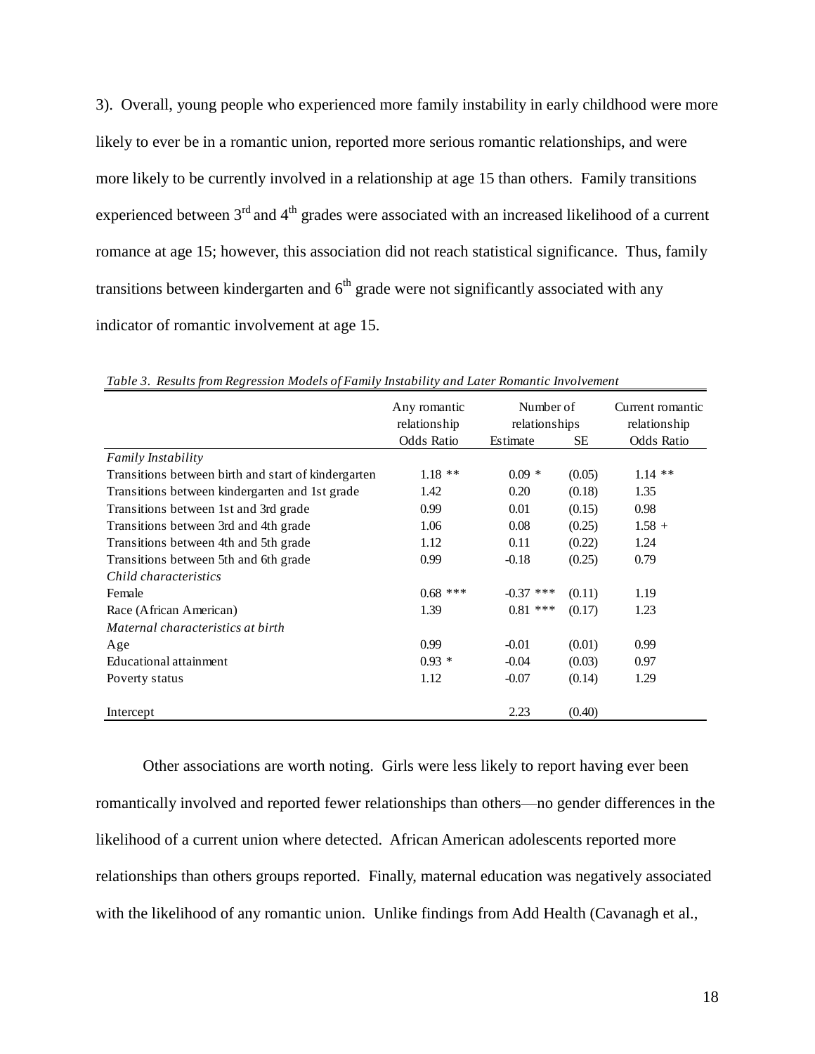3). Overall, young people who experienced more family instability in early childhood were more likely to ever be in a romantic union, reported more serious romantic relationships, and were more likely to be currently involved in a relationship at age 15 than others. Family transitions experienced between 3rd and 4th grades were associated with an increased likelihood of a current romance at age 15; however, this association did not reach statistical significance. Thus, family transitions between kindergarten and 6th grade were not significantly associated with any indicator of romantic involvement at age 15.

*Table 3. Results from Regression Models of Family Instability and Later Romantic Involvement*

| | Any romantic relationship | Number of relationships | | Current romantic relationship |
|---|---|---|---|---|
| | Odds Ratio | Estimate | SE | Odds Ratio |
| *Family Instability* | | | | |
| Transitions between birth and start of kindergarten | 1.18 ** | 0.09 * | (0.05) | 1.14 ** |
| Transitions between kindergarten and 1st grade | 1.42 | 0.20 | (0.18) | 1.35 |
| Transitions between 1st and 3rd grade | 0.99 | 0.01 | (0.15) | 0.98 |
| Transitions between 3rd and 4th grade | 1.06 | 0.08 | (0.25) | 1.58 + |
| Transitions between 4th and 5th grade | 1.12 | 0.11 | (0.22) | 1.24 |
| Transitions between 5th and 6th grade | 0.99 | -0.18 | (0.25) | 0.79 |
| *Child characteristics* | | | | |
| Female | 0.68 *** | -0.37 *** | (0.11) | 1.19 |
| Race (African American) | 1.39 | 0.81 *** | (0.17) | 1.23 |
| *Maternal characteristics at birth* | | | | |
| Age | 0.99 | -0.01 | (0.01) | 0.99 |
| Educational attainment | 0.93 * | -0.04 | (0.03) | 0.97 |
| Poverty status | 1.12 | -0.07 | (0.14) | 1.29 |
| Intercept | | 2.23 | (0.40) | |

Other associations are worth noting. Girls were less likely to report having ever been romantically involved and reported fewer relationships than others—no gender differences in the likelihood of a current union where detected. African American adolescents reported more relationships than others groups reported. Finally, maternal education was negatively associated with the likelihood of any romantic union. Unlike findings from Add Health (Cavanagh et al.,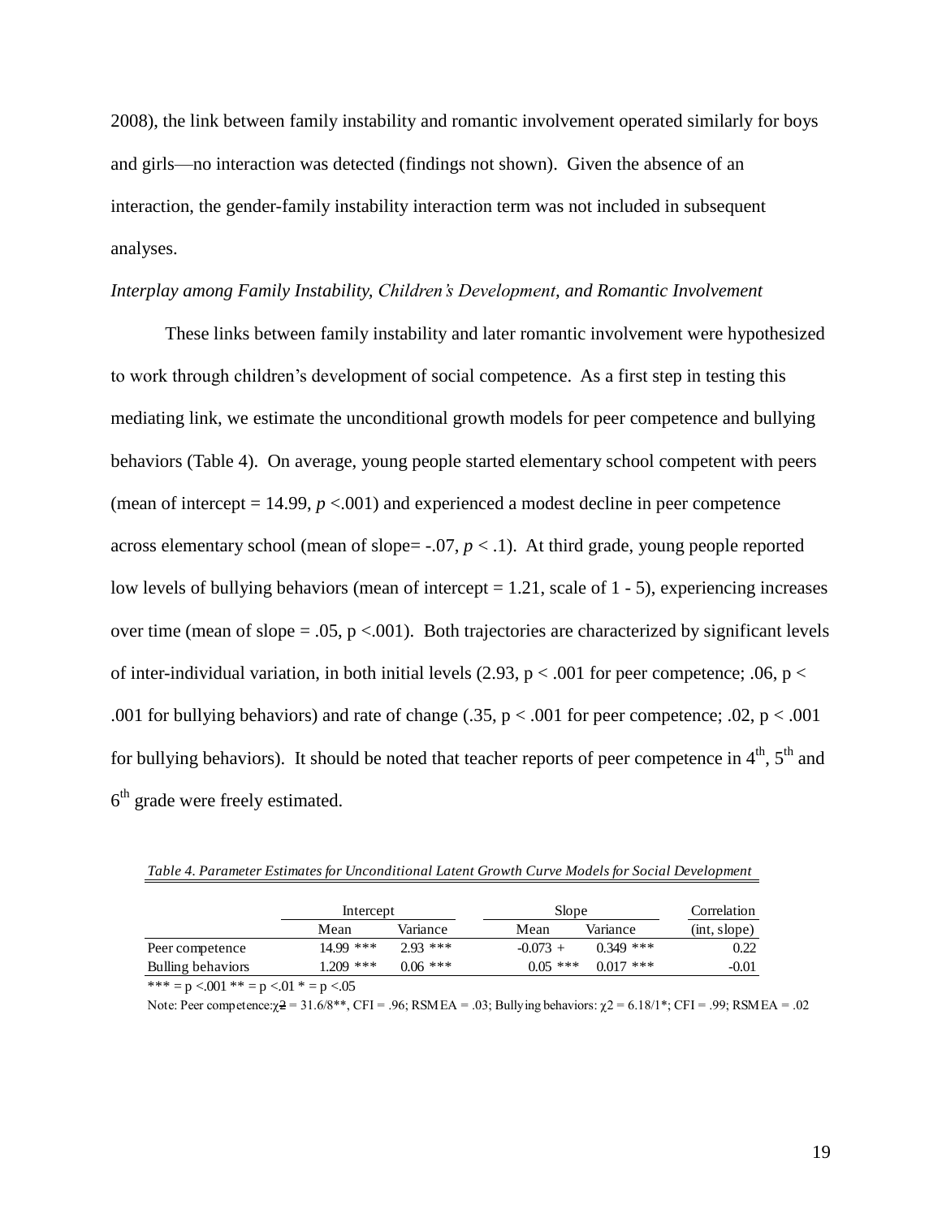2008), the link between family instability and romantic involvement operated similarly for boys and girls—no interaction was detected (findings not shown). Given the absence of an interaction, the gender-family instability interaction term was not included in subsequent analyses.

*Interplay among Family Instability, Children's Development, and Romantic Involvement*

These links between family instability and later romantic involvement were hypothesized to work through children's development of social competence. As a first step in testing this mediating link, we estimate the unconditional growth models for peer competence and bullying behaviors (Table 4). On average, young people started elementary school competent with peers (mean of intercept = 14.99, $p < .001$) and experienced a modest decline in peer competence across elementary school (mean of slope= -.07, $p < .1$). At third grade, young people reported low levels of bullying behaviors (mean of intercept = 1.21, scale of 1 - 5), experiencing increases over time (mean of slope = .05, $p < .001$). Both trajectories are characterized by significant levels of inter-individual variation, in both initial levels (2.93, $p < .001$ for peer competence; .06, $p < .001$ for bullying behaviors) and rate of change (.35, $p < .001$ for peer competence; .02, $p < .001$ for bullying behaviors). It should be noted that teacher reports of peer competence in 4th, 5th and 6th grade were freely estimated.

*Table 4. Parameter Estimates for Unconditional Latent Growth Curve Models for Social Development*

| | Intercept | | Slope | | Correlation |
|---|---|---|---|---|---|
| | Mean | Variance | Mean | Variance | (int, slope) |
| Peer competence | 14.99 *** | 2.93 *** | -0.073 + | 0.349 *** | 0.22 |
| Bulling behaviors | 1.209 *** | 0.06 *** | 0.05 *** | 0.017 *** | -0.01 |

*** = p <.001 ** = p <.01 * = p <.05

Note: Peer competence: $\chi2$ = 31.6/8**, CFI = .96; RSMEA = .03; Bullying behaviors: $\chi2$ = 6.18/1*; CFI = .99; RSMEA = .02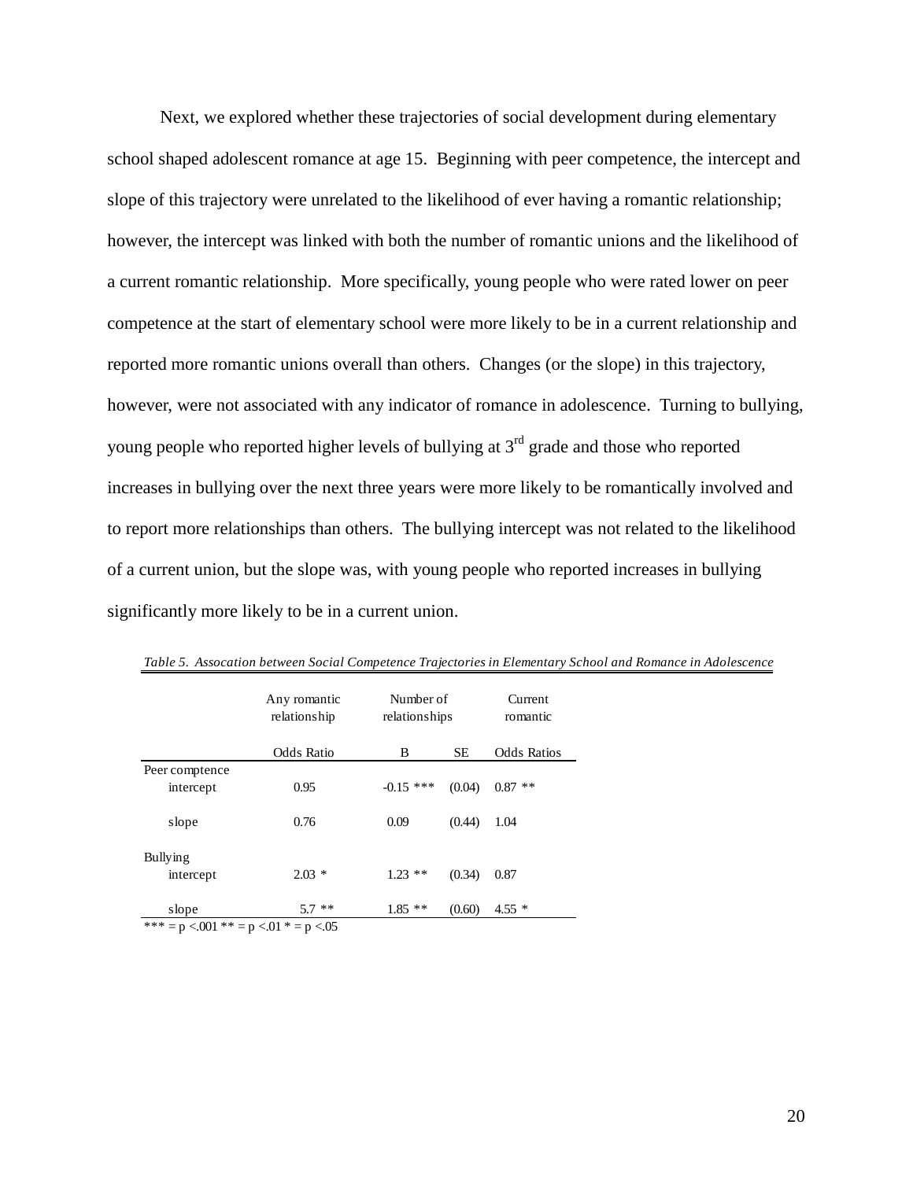Next, we explored whether these trajectories of social development during elementary school shaped adolescent romance at age 15. Beginning with peer competence, the intercept and slope of this trajectory were unrelated to the likelihood of ever having a romantic relationship; however, the intercept was linked with both the number of romantic unions and the likelihood of a current romantic relationship. More specifically, young people who were rated lower on peer competence at the start of elementary school were more likely to be in a current relationship and reported more romantic unions overall than others. Changes (or the slope) in this trajectory, however, were not associated with any indicator of romance in adolescence. Turning to bullying, young people who reported higher levels of bullying at 3rd grade and those who reported increases in bullying over the next three years were more likely to be romantically involved and to report more relationships than others. The bullying intercept was not related to the likelihood of a current union, but the slope was, with young people who reported increases in bullying significantly more likely to be in a current union.

*Table 5. Assocation between Social Competence Trajectories in Elementary School and Romance in Adolescence*

| | Any romantic relationship | Number of relationships | | Current romantic |
|---|---|---|---|---|
| | Odds Ratio | B | SE | Odds Ratios |
| Peer comptence | | | | |
| intercept | 0.95 | -0.15 *** | (0.04) | 0.87 ** |
| slope | 0.76 | 0.09 | (0.44) | 1.04 |
| Bullying | | | | |
| intercept | 2.03 * | 1.23 ** | (0.34) | 0.87 |
| slope | 5.7 ** | 1.85 ** | (0.60) | 4.55 * |

*** = p <.001 ** = p <.01 * = p <.05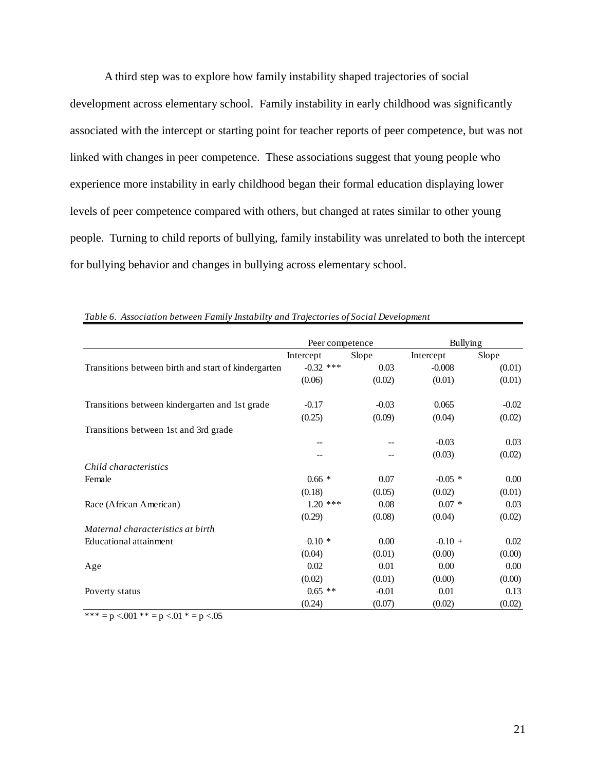A third step was to explore how family instability shaped trajectories of social development across elementary school. Family instability in early childhood was significantly associated with the intercept or starting point for teacher reports of peer competence, but was not linked with changes in peer competence. These associations suggest that young people who experience more instability in early childhood began their formal education displaying lower levels of peer competence compared with others, but changed at rates similar to other young people. Turning to child reports of bullying, family instability was unrelated to both the intercept for bullying behavior and changes in bullying across elementary school.

*Table 6. Association between Family Instabilty and Trajectories of Social Development*

| | Peer competence | | Bullying | |
|---|---|---|---|---|
| | Intercept | Slope | Intercept | Slope |
| Transitions between birth and start of kindergarten | -0.32 *** | 0.03 | -0.008 | (0.01) |
| | (0.06) | (0.02) | (0.01) | (0.01) |
| Transitions between kindergarten and 1st grade | -0.17 | -0.03 | 0.065 | -0.02 |
| | (0.25) | (0.09) | (0.04) | (0.02) |
| Transitions between 1st and 3rd grade | | | | |
| | -- | -- | -0.03 | 0.03 |
| | -- | -- | (0.03) | (0.02) |
| *Child characteristics* | | | | |
| Female | 0.66 * | 0.07 | -0.05 * | 0.00 |
| | (0.18) | (0.05) | (0.02) | (0.01) |
| Race (African American) | 1.20 *** | 0.08 | 0.07 * | 0.03 |
| | (0.29) | (0.08) | (0.04) | (0.02) |
| *Maternal characteristics at birth* | | | | |
| Educational attainment | 0.10 * | 0.00 | -0.10 + | 0.02 |
| | (0.04) | (0.01) | (0.00) | (0.00) |
| Age | 0.02 | 0.01 | 0.00 | 0.00 |
| | (0.02) | (0.01) | (0.00) | (0.00) |
| Poverty status | 0.65 ** | -0.01 | 0.01 | 0.13 |
| | (0.24) | (0.07) | (0.02) | (0.02) |

*** = p <.001 ** = p <.01 * = p <.05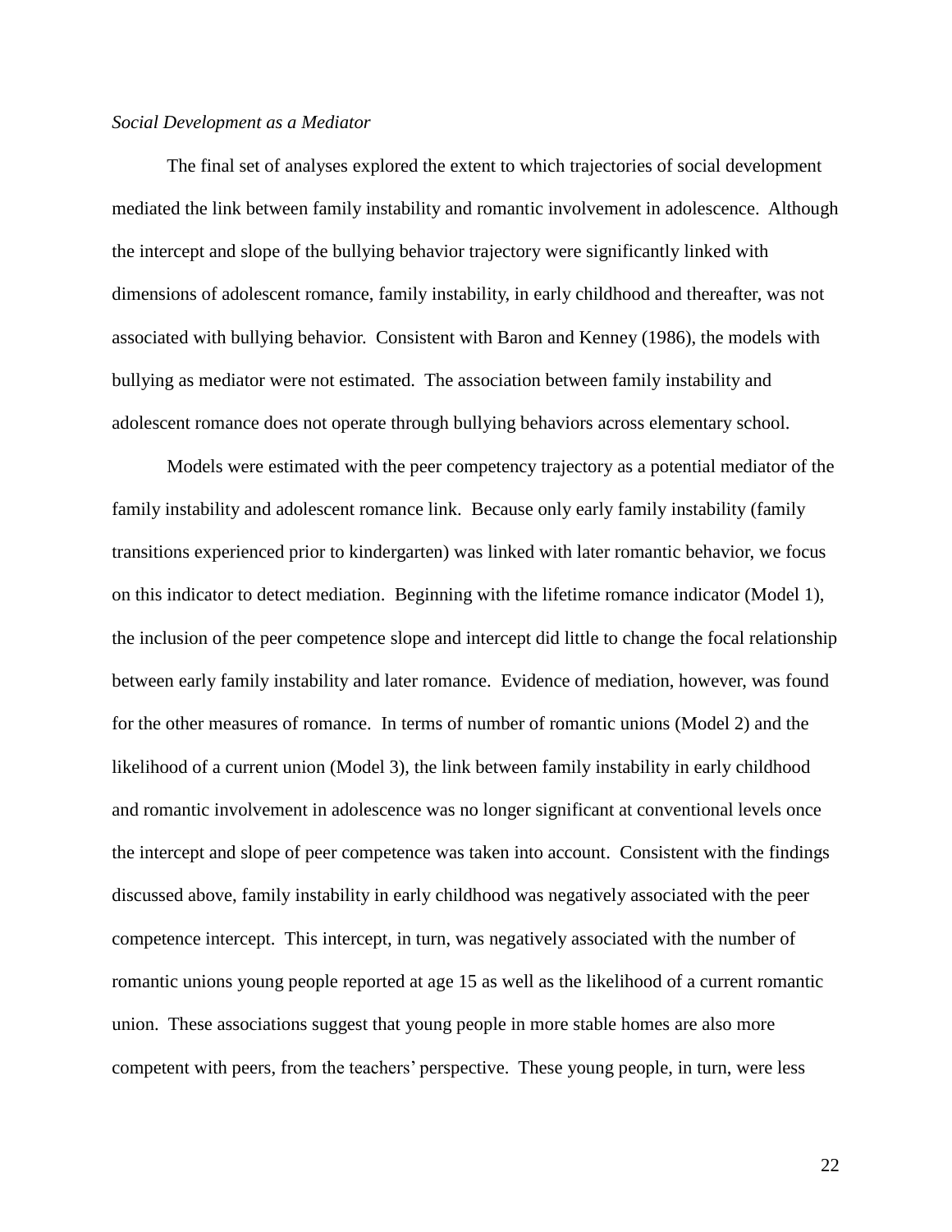*Social Development as a Mediator*

The final set of analyses explored the extent to which trajectories of social development mediated the link between family instability and romantic involvement in adolescence. Although the intercept and slope of the bullying behavior trajectory were significantly linked with dimensions of adolescent romance, family instability, in early childhood and thereafter, was not associated with bullying behavior. Consistent with Baron and Kenney (1986), the models with bullying as mediator were not estimated. The association between family instability and adolescent romance does not operate through bullying behaviors across elementary school.

Models were estimated with the peer competency trajectory as a potential mediator of the family instability and adolescent romance link. Because only early family instability (family transitions experienced prior to kindergarten) was linked with later romantic behavior, we focus on this indicator to detect mediation. Beginning with the lifetime romance indicator (Model 1), the inclusion of the peer competence slope and intercept did little to change the focal relationship between early family instability and later romance. Evidence of mediation, however, was found for the other measures of romance. In terms of number of romantic unions (Model 2) and the likelihood of a current union (Model 3), the link between family instability in early childhood and romantic involvement in adolescence was no longer significant at conventional levels once the intercept and slope of peer competence was taken into account. Consistent with the findings discussed above, family instability in early childhood was negatively associated with the peer competence intercept. This intercept, in turn, was negatively associated with the number of romantic unions young people reported at age 15 as well as the likelihood of a current romantic union. These associations suggest that young people in more stable homes are also more competent with peers, from the teachers' perspective. These young people, in turn, were less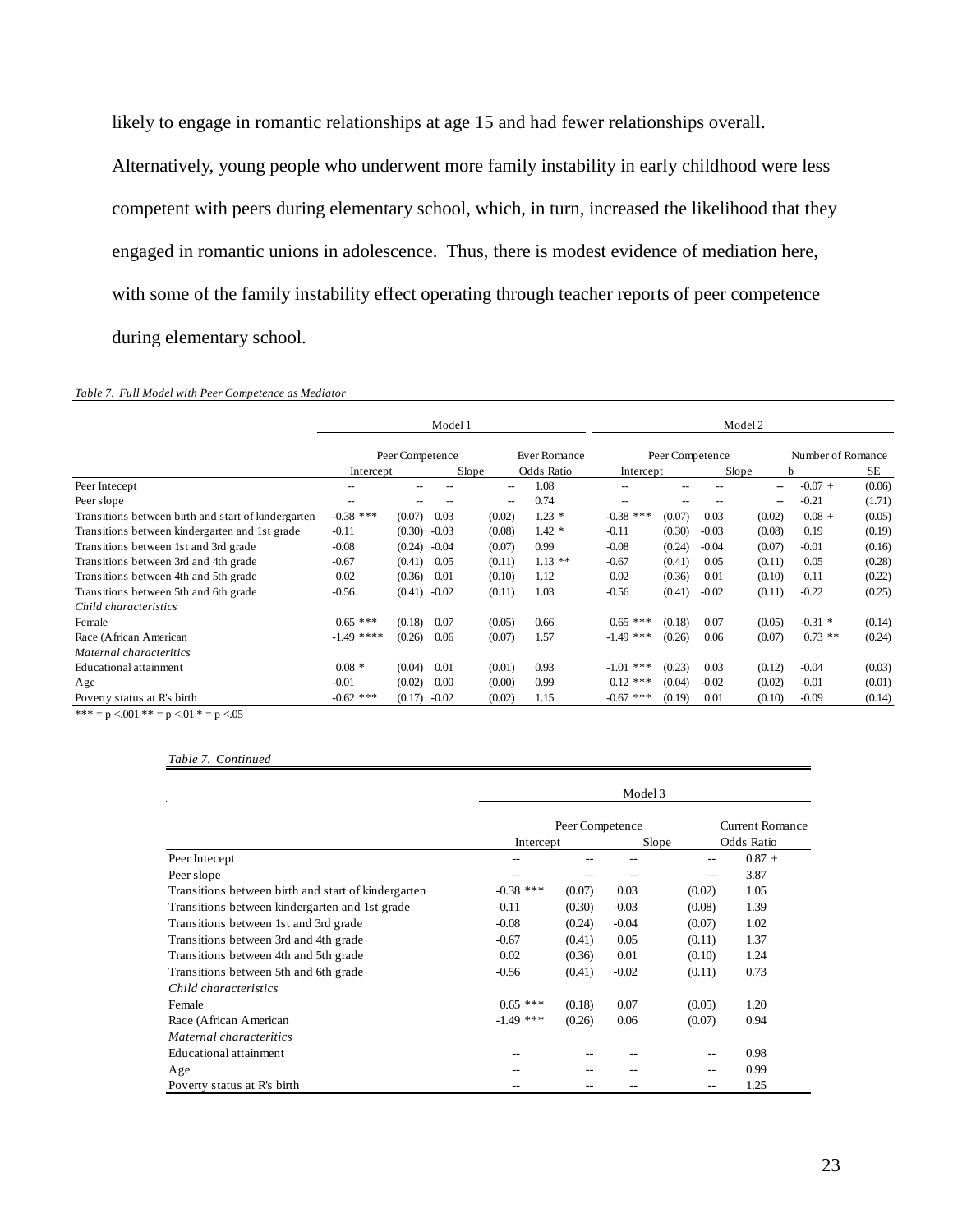likely to engage in romantic relationships at age 15 and had fewer relationships overall. Alternatively, young people who underwent more family instability in early childhood were less competent with peers during elementary school, which, in turn, increased the likelihood that they engaged in romantic unions in adolescence. Thus, there is modest evidence of mediation here, with some of the family instability effect operating through teacher reports of peer competence during elementary school.

*Table 7. Full Model with Peer Competence as Mediator*

| | Model 1 | | | | | Model 2 | | | | | |
|---|---|---|---|---|---|---|---|---|---|---|---|
| | Peer Competence | | | | Ever Romance | Peer Competence | | | | Number of Romance | |
| | Intercept | | Slope | | Odds Ratio | Intercept | | Slope | | b | SE |
| Peer Intecept | -- | -- | -- | -- | 1.08 | -- | -- | -- | -- | -0.07 + | (0.06) |
| Peer slope | -- | -- | -- | -- | 0.74 | -- | -- | -- | -- | -0.21 | (1.71) |
| Transitions between birth and start of kindergarten | -0.38 *** | (0.07) | 0.03 | (0.02) | 1.23 * | -0.38 *** | (0.07) | 0.03 | (0.02) | 0.08 + | (0.05) |
| Transitions between kindergarten and 1st grade | -0.11 | (0.30) | -0.03 | (0.08) | 1.42 * | -0.11 | (0.30) | -0.03 | (0.08) | 0.19 | (0.19) |
| Transitions between 1st and 3rd grade | -0.08 | (0.24) | -0.04 | (0.07) | 0.99 | -0.08 | (0.24) | -0.04 | (0.07) | -0.01 | (0.16) |
| Transitions between 3rd and 4th grade | -0.67 | (0.41) | 0.05 | (0.11) | 1.13 ** | -0.67 | (0.41) | 0.05 | (0.11) | 0.05 | (0.28) |
| Transitions between 4th and 5th grade | 0.02 | (0.36) | 0.01 | (0.10) | 1.12 | 0.02 | (0.36) | 0.01 | (0.10) | 0.11 | (0.22) |
| Transitions between 5th and 6th grade | -0.56 | (0.41) | -0.02 | (0.11) | 1.03 | -0.56 | (0.41) | -0.02 | (0.11) | -0.22 | (0.25) |
| *Child characteristics* | | | | | | | | | | | |
| Female | 0.65 *** | (0.18) | 0.07 | (0.05) | 0.66 | 0.65 *** | (0.18) | 0.07 | (0.05) | -0.31 * | (0.14) |
| Race (African American | -1.49 **** | (0.26) | 0.06 | (0.07) | 1.57 | -1.49 *** | (0.26) | 0.06 | (0.07) | 0.73 ** | (0.24) |
| *Maternal characteritics* | | | | | | | | | | | |
| Educational attainment | 0.08 * | (0.04) | 0.01 | (0.01) | 0.93 | -1.01 *** | (0.23) | 0.03 | (0.12) | -0.04 | (0.03) |
| Age | -0.01 | (0.02) | 0.00 | (0.00) | 0.99 | 0.12 *** | (0.04) | -0.02 | (0.02) | -0.01 | (0.01) |
| Poverty status at R's birth | -0.62 *** | (0.17) | -0.02 | (0.02) | 1.15 | -0.67 *** | (0.19) | 0.01 | (0.10) | -0.09 | (0.14) |

*** = p <.001 ** = p <.01 * = p <.05

*Table 7. Continued*

| | Model 3 | | | | |
|---|---|---|---|---|---|
| | Peer Competence | | | | Current Romance |
| | Intercept | | Slope | | Odds Ratio |
| Peer Intecept | -- | -- | -- | -- | 0.87 + |
| Peer slope | -- | -- | -- | -- | 3.87 |
| Transitions between birth and start of kindergarten | -0.38 *** | (0.07) | 0.03 | (0.02) | 1.05 |
| Transitions between kindergarten and 1st grade | -0.11 | (0.30) | -0.03 | (0.08) | 1.39 |
| Transitions between 1st and 3rd grade | -0.08 | (0.24) | -0.04 | (0.07) | 1.02 |
| Transitions between 3rd and 4th grade | -0.67 | (0.41) | 0.05 | (0.11) | 1.37 |
| Transitions between 4th and 5th grade | 0.02 | (0.36) | 0.01 | (0.10) | 1.24 |
| Transitions between 5th and 6th grade | -0.56 | (0.41) | -0.02 | (0.11) | 0.73 |
| *Child characteristics* | | | | | |
| Female | 0.65 *** | (0.18) | 0.07 | (0.05) | 1.20 |
| Race (African American | -1.49 *** | (0.26) | 0.06 | (0.07) | 0.94 |
| *Maternal characteritics* | | | | | |
| Educational attainment | -- | -- | -- | -- | 0.98 |
| Age | -- | -- | -- | -- | 0.99 |
| Poverty status at R's birth | -- | -- | -- | -- | 1.25 |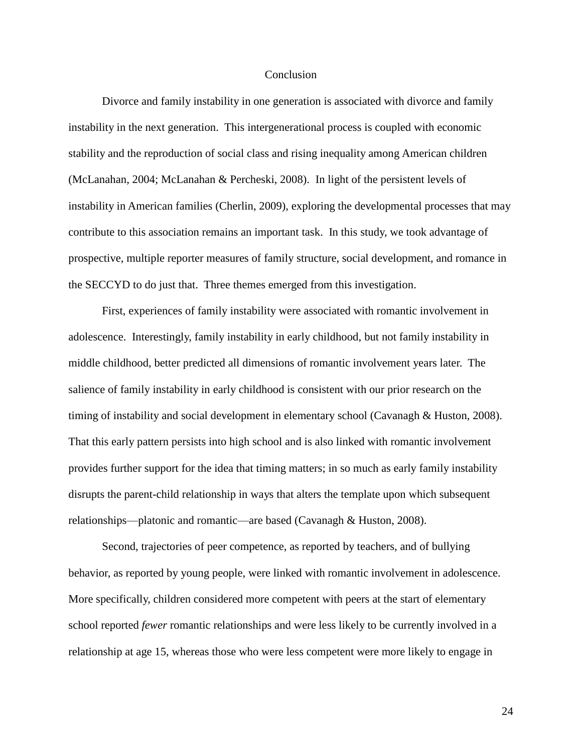# Conclusion

Divorce and family instability in one generation is associated with divorce and family instability in the next generation. This intergenerational process is coupled with economic stability and the reproduction of social class and rising inequality among American children (McLanahan, 2004; McLanahan & Percheski, 2008). In light of the persistent levels of instability in American families (Cherlin, 2009), exploring the developmental processes that may contribute to this association remains an important task. In this study, we took advantage of prospective, multiple reporter measures of family structure, social development, and romance in the SECCYD to do just that. Three themes emerged from this investigation.

First, experiences of family instability were associated with romantic involvement in adolescence. Interestingly, family instability in early childhood, but not family instability in middle childhood, better predicted all dimensions of romantic involvement years later. The salience of family instability in early childhood is consistent with our prior research on the timing of instability and social development in elementary school (Cavanagh & Huston, 2008). That this early pattern persists into high school and is also linked with romantic involvement provides further support for the idea that timing matters; in so much as early family instability disrupts the parent-child relationship in ways that alters the template upon which subsequent relationships—platonic and romantic—are based (Cavanagh & Huston, 2008).

Second, trajectories of peer competence, as reported by teachers, and of bullying behavior, as reported by young people, were linked with romantic involvement in adolescence. More specifically, children considered more competent with peers at the start of elementary school reported *fewer* romantic relationships and were less likely to be currently involved in a relationship at age 15, whereas those who were less competent were more likely to engage in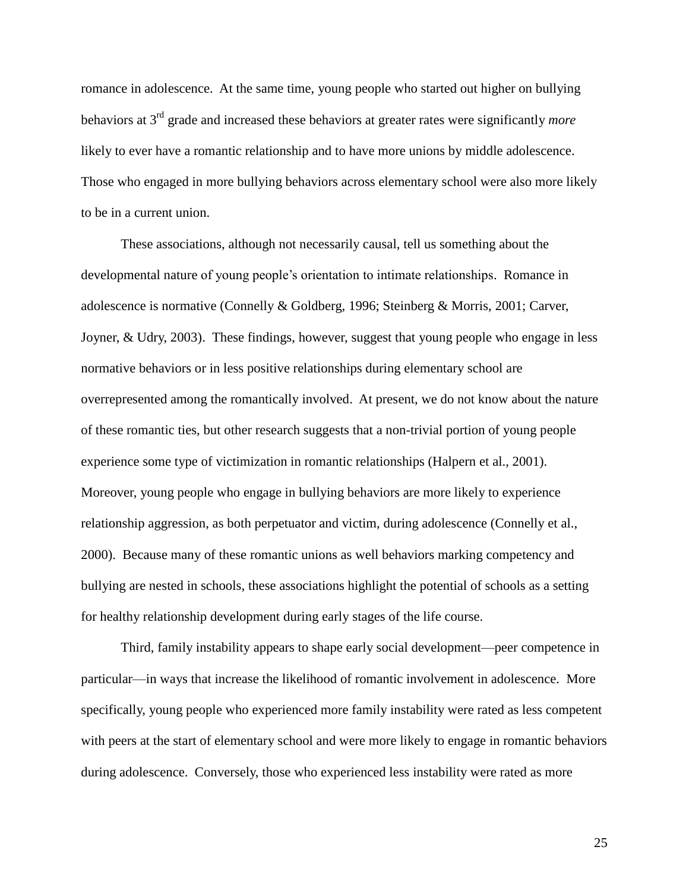romance in adolescence. At the same time, young people who started out higher on bullying behaviors at 3rd grade and increased these behaviors at greater rates were significantly *more* likely to ever have a romantic relationship and to have more unions by middle adolescence. Those who engaged in more bullying behaviors across elementary school were also more likely to be in a current union.

These associations, although not necessarily causal, tell us something about the developmental nature of young people's orientation to intimate relationships. Romance in adolescence is normative (Connelly & Goldberg, 1996; Steinberg & Morris, 2001; Carver, Joyner, & Udry, 2003). These findings, however, suggest that young people who engage in less normative behaviors or in less positive relationships during elementary school are overrepresented among the romantically involved. At present, we do not know about the nature of these romantic ties, but other research suggests that a non-trivial portion of young people experience some type of victimization in romantic relationships (Halpern et al., 2001). Moreover, young people who engage in bullying behaviors are more likely to experience relationship aggression, as both perpetuator and victim, during adolescence (Connelly et al., 2000). Because many of these romantic unions as well behaviors marking competency and bullying are nested in schools, these associations highlight the potential of schools as a setting for healthy relationship development during early stages of the life course.

Third, family instability appears to shape early social development—peer competence in particular—in ways that increase the likelihood of romantic involvement in adolescence. More specifically, young people who experienced more family instability were rated as less competent with peers at the start of elementary school and were more likely to engage in romantic behaviors during adolescence. Conversely, those who experienced less instability were rated as more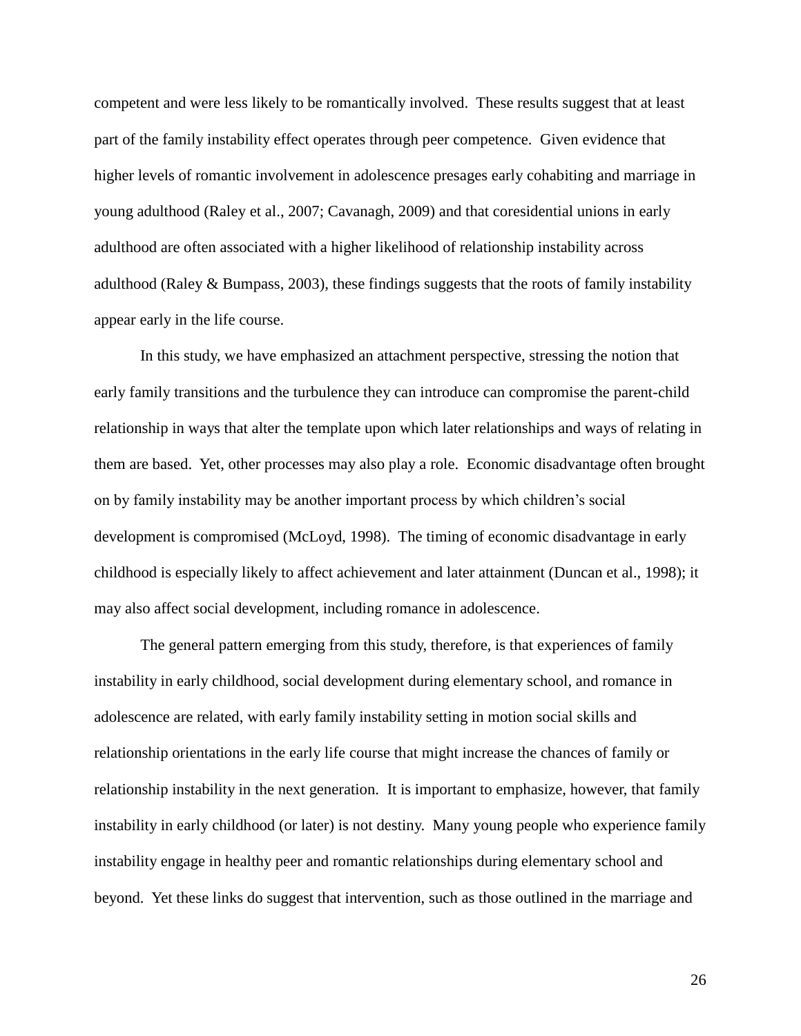competent and were less likely to be romantically involved. These results suggest that at least part of the family instability effect operates through peer competence. Given evidence that higher levels of romantic involvement in adolescence presages early cohabiting and marriage in young adulthood (Raley et al., 2007; Cavanagh, 2009) and that coresidential unions in early adulthood are often associated with a higher likelihood of relationship instability across adulthood (Raley & Bumpass, 2003), these findings suggests that the roots of family instability appear early in the life course.

In this study, we have emphasized an attachment perspective, stressing the notion that early family transitions and the turbulence they can introduce can compromise the parent-child relationship in ways that alter the template upon which later relationships and ways of relating in them are based. Yet, other processes may also play a role. Economic disadvantage often brought on by family instability may be another important process by which children's social development is compromised (McLoyd, 1998). The timing of economic disadvantage in early childhood is especially likely to affect achievement and later attainment (Duncan et al., 1998); it may also affect social development, including romance in adolescence.

The general pattern emerging from this study, therefore, is that experiences of family instability in early childhood, social development during elementary school, and romance in adolescence are related, with early family instability setting in motion social skills and relationship orientations in the early life course that might increase the chances of family or relationship instability in the next generation. It is important to emphasize, however, that family instability in early childhood (or later) is not destiny. Many young people who experience family instability engage in healthy peer and romantic relationships during elementary school and beyond. Yet these links do suggest that intervention, such as those outlined in the marriage and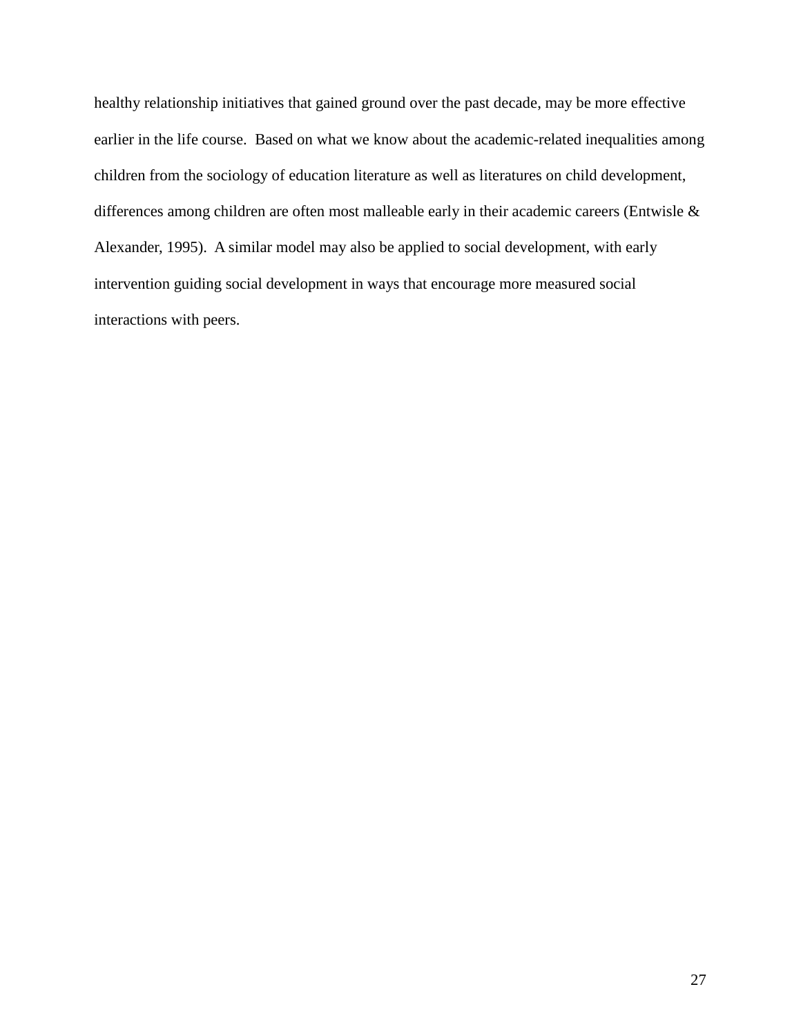healthy relationship initiatives that gained ground over the past decade, may be more effective earlier in the life course. Based on what we know about the academic-related inequalities among children from the sociology of education literature as well as literatures on child development, differences among children are often most malleable early in their academic careers (Entwisle & Alexander, 1995). A similar model may also be applied to social development, with early intervention guiding social development in ways that encourage more measured social interactions with peers.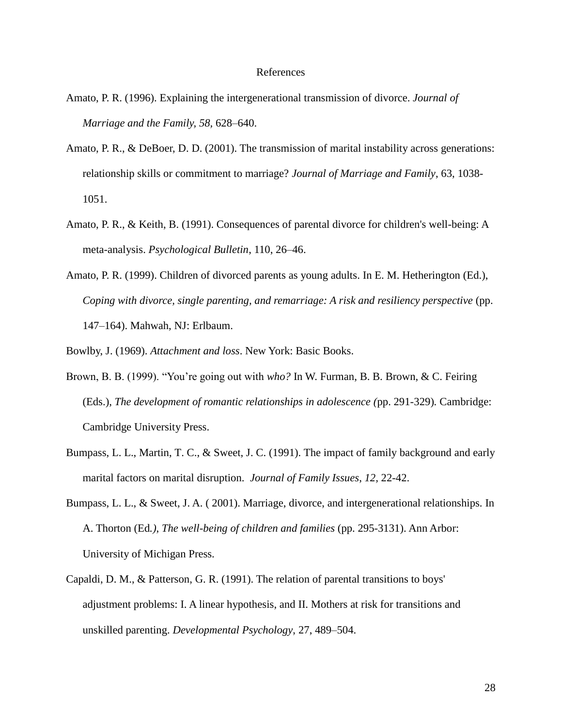# References

Amato, P. R. (1996). Explaining the intergenerational transmission of divorce. *Journal of Marriage and the Family, 58*, 628–640.

Amato, P. R., & DeBoer, D. D. (2001). The transmission of marital instability across generations: relationship skills or commitment to marriage? *Journal of Marriage and Family*, 63, 1038-1051.

Amato, P. R., & Keith, B. (1991). Consequences of parental divorce for children's well-being: A meta-analysis. *Psychological Bulletin*, 110, 26–46.

Amato, P. R. (1999). Children of divorced parents as young adults. In E. M. Hetherington (Ed.), *Coping with divorce, single parenting, and remarriage: A risk and resiliency perspective* (pp. 147–164). Mahwah, NJ: Erlbaum.

Bowlby, J. (1969). *Attachment and loss*. New York: Basic Books.

Brown, B. B. (1999). "You're going out with *who?* In W. Furman, B. B. Brown, & C. Feiring (Eds.), *The development of romantic relationships in adolescence (*pp. 291-329). Cambridge: Cambridge University Press.

Bumpass, L. L., Martin, T. C., & Sweet, J. C. (1991). The impact of family background and early marital factors on marital disruption. *Journal of Family Issues*, *12*, 22-42.

Bumpass, L. L., & Sweet, J. A. ( 2001). Marriage, divorce, and intergenerational relationships. In A. Thorton (Ed*.)*, *The well-being of children and families* (pp. 295-3131). Ann Arbor: University of Michigan Press.

Capaldi, D. M., & Patterson, G. R. (1991). The relation of parental transitions to boys' adjustment problems: I. A linear hypothesis, and II. Mothers at risk for transitions and unskilled parenting. *Developmental Psychology*, 27, 489–504.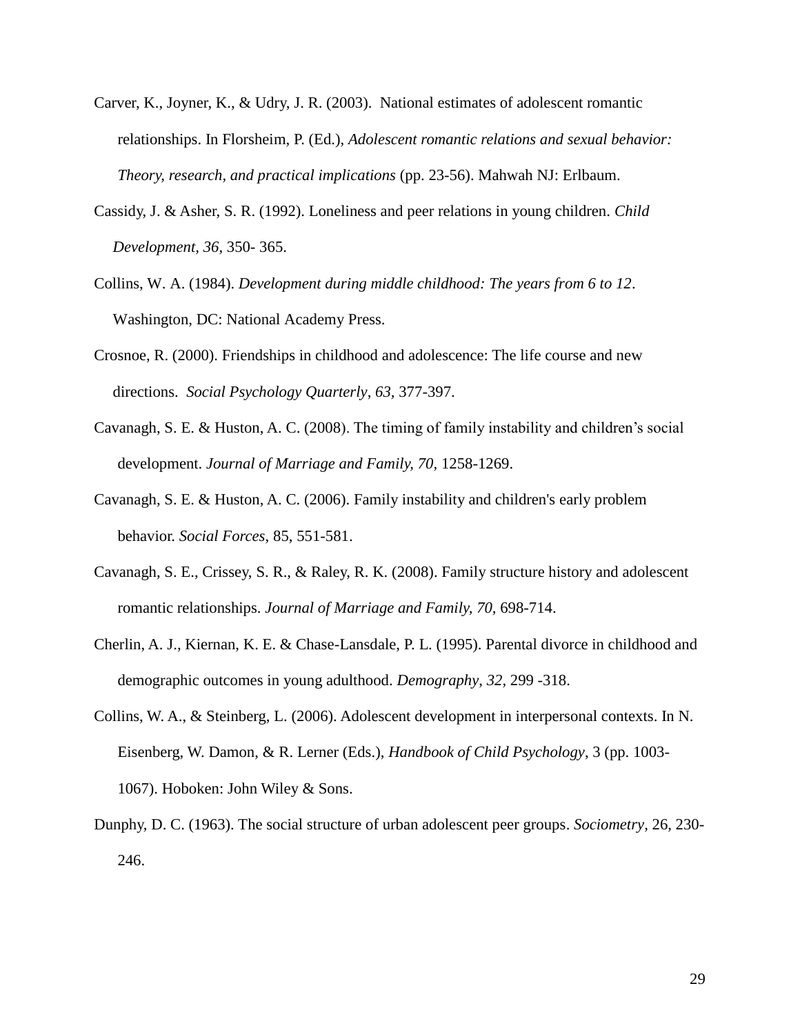Carver, K., Joyner, K., & Udry, J. R. (2003). National estimates of adolescent romantic relationships. In Florsheim, P. (Ed.), *Adolescent romantic relations and sexual behavior: Theory, research, and practical implications* (pp. 23-56). Mahwah NJ: Erlbaum.

Cassidy, J. & Asher, S. R. (1992). Loneliness and peer relations in young children. *Child Development, 36*, 350- 365.

Collins, W. A. (1984). *Development during middle childhood: The years from 6 to 12*. Washington, DC: National Academy Press.

Crosnoe, R. (2000). Friendships in childhood and adolescence: The life course and new directions. *Social Psychology Quarterly*, *63*, 377-397.

Cavanagh, S. E. & Huston, A. C. (2008). The timing of family instability and children's social development. *Journal of Marriage and Family, 70*, 1258-1269.

Cavanagh, S. E. & Huston, A. C. (2006). Family instability and children's early problem behavior. *Social Forces*, 85, 551-581.

Cavanagh, S. E., Crissey, S. R., & Raley, R. K. (2008). Family structure history and adolescent romantic relationships. *Journal of Marriage and Family, 70*, 698-714.

Cherlin, A. J., Kiernan, K. E. & Chase-Lansdale, P. L. (1995). Parental divorce in childhood and demographic outcomes in young adulthood. *Demography*, *32*, 299 -318.

Collins, W. A., & Steinberg, L. (2006). Adolescent development in interpersonal contexts. In N. Eisenberg, W. Damon, & R. Lerner (Eds.), *Handbook of Child Psychology*, 3 (pp. 1003-1067). Hoboken: John Wiley & Sons.

Dunphy, D. C. (1963). The social structure of urban adolescent peer groups. *Sociometry*, 26, 230-246.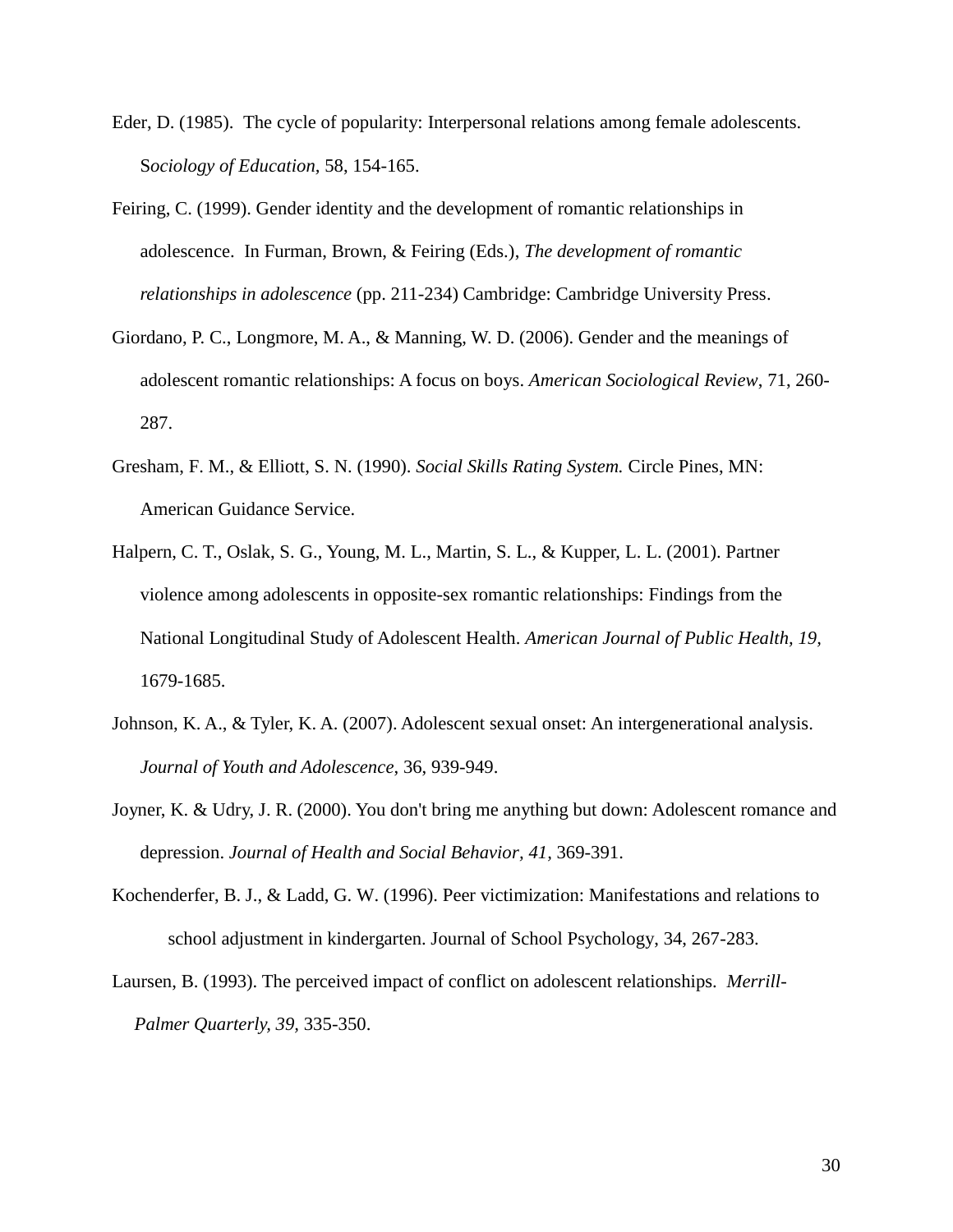Eder, D. (1985). The cycle of popularity: Interpersonal relations among female adolescents. S*ociology of Education*, 58, 154-165.

Feiring, C. (1999). Gender identity and the development of romantic relationships in adolescence. In Furman, Brown, & Feiring (Eds.), *The development of romantic relationships in adolescence* (pp. 211-234) Cambridge: Cambridge University Press.

Giordano, P. C., Longmore, M. A., & Manning, W. D. (2006). Gender and the meanings of adolescent romantic relationships: A focus on boys. *American Sociological Review*, 71, 260-287.

Gresham, F. M., & Elliott, S. N. (1990). *Social Skills Rating System.* Circle Pines, MN: American Guidance Service.

Halpern, C. T., Oslak, S. G., Young, M. L., Martin, S. L., & Kupper, L. L. (2001). Partner violence among adolescents in opposite-sex romantic relationships: Findings from the National Longitudinal Study of Adolescent Health. *American Journal of Public Health, 19,* 1679-1685.

Johnson, K. A., & Tyler, K. A. (2007). Adolescent sexual onset: An intergenerational analysis. *Journal of Youth and Adolescence*, 36, 939-949.

Joyner, K. & Udry, J. R. (2000). You don't bring me anything but down: Adolescent romance and depression. *Journal of Health and Social Behavior, 41,* 369-391.

Kochenderfer, B. J., & Ladd, G. W. (1996). Peer victimization: Manifestations and relations to school adjustment in kindergarten. Journal of School Psychology, 34, 267-283.

Laursen, B. (1993). The perceived impact of conflict on adolescent relationships. *Merrill-Palmer Quarterly, 39,* 335-350.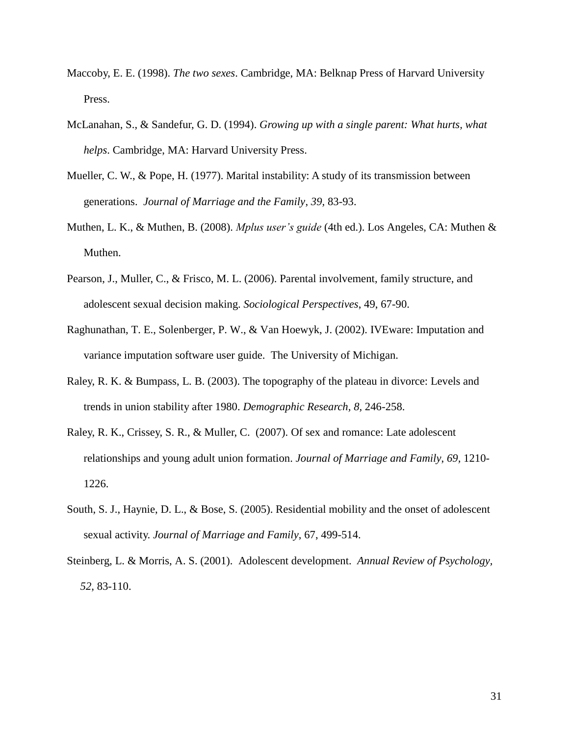Maccoby, E. E. (1998). *The two sexes*. Cambridge, MA: Belknap Press of Harvard University Press.

McLanahan, S., & Sandefur, G. D. (1994). *Growing up with a single parent: What hurts, what helps*. Cambridge, MA: Harvard University Press.

Mueller, C. W., & Pope, H. (1977). Marital instability: A study of its transmission between generations. *Journal of Marriage and the Family*, *39,* 83-93.

Muthen, L. K., & Muthen, B. (2008). *Mplus user's guide* (4th ed.). Los Angeles, CA: Muthen & Muthen.

Pearson, J., Muller, C., & Frisco, M. L. (2006). Parental involvement, family structure, and adolescent sexual decision making. *Sociological Perspectives*, 49, 67-90.

Raghunathan, T. E., Solenberger, P. W., & Van Hoewyk, J. (2002). IVEware: Imputation and variance imputation software user guide. The University of Michigan.

Raley, R. K. & Bumpass, L. B. (2003). The topography of the plateau in divorce: Levels and trends in union stability after 1980. *Demographic Research, 8,* 246-258.

Raley, R. K., Crissey, S. R., & Muller, C. (2007). Of sex and romance: Late adolescent relationships and young adult union formation. *Journal of Marriage and Family*, *69,* 1210-1226.

South, S. J., Haynie, D. L., & Bose, S. (2005). Residential mobility and the onset of adolescent sexual activity. *Journal of Marriage and Family*, 67, 499-514.

Steinberg, L. & Morris, A. S. (2001). Adolescent development. *Annual Review of Psychology, 52*, 83-110.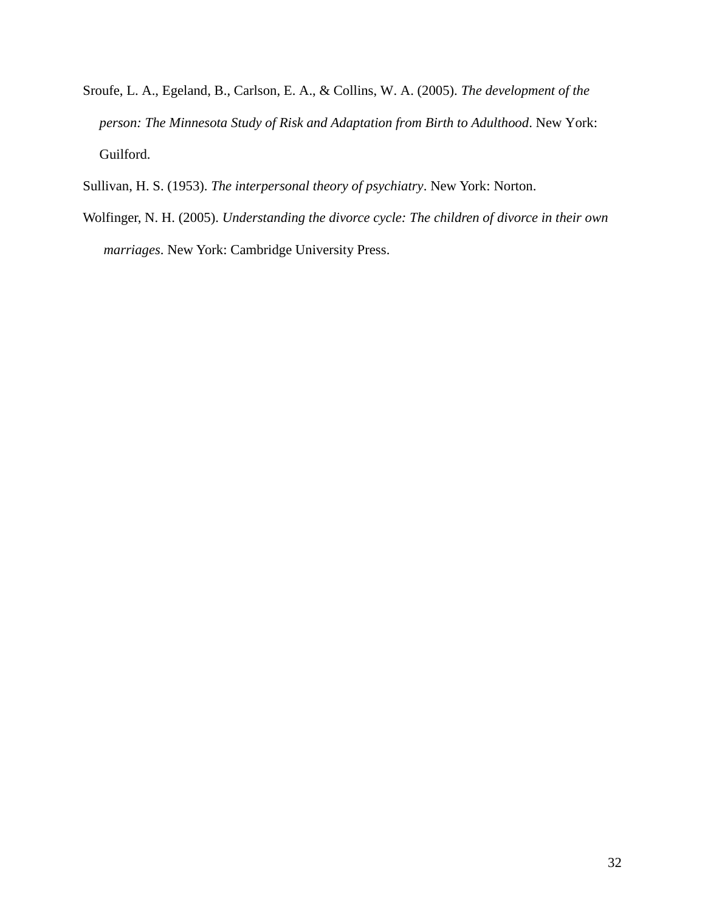Sroufe, L. A., Egeland, B., Carlson, E. A., & Collins, W. A. (2005). *The development of the person: The Minnesota Study of Risk and Adaptation from Birth to Adulthood*. New York: Guilford.

Sullivan, H. S. (1953). *The interpersonal theory of psychiatry*. New York: Norton.

Wolfinger, N. H. (2005). *Understanding the divorce cycle: The children of divorce in their own marriages*. New York: Cambridge University Press.